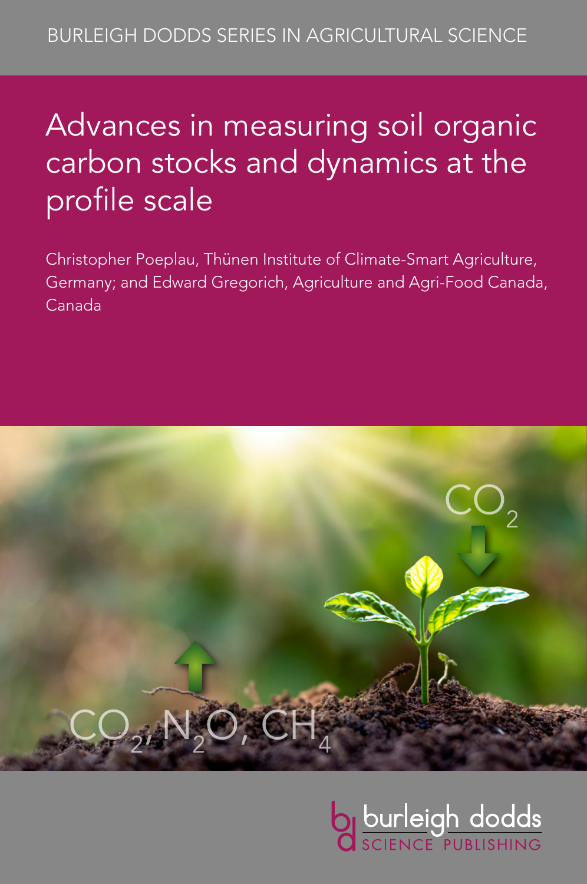BURLEIGH DODDS SERIES IN AGRICULTURAL SCIENCE

# Advances in measuring soil organic carbon stocks and dynamics at the profile scale

Christopher Poeplau, Thünen Institute of Climate-Smart Agriculture, Germany; and Edward Gregorich, Agriculture and Agri-Food Canada, Canada

$CO_2$

$CO_2$, $N_2O$, $CH_4$

burleigh dodds SCIENCE PUBLISHING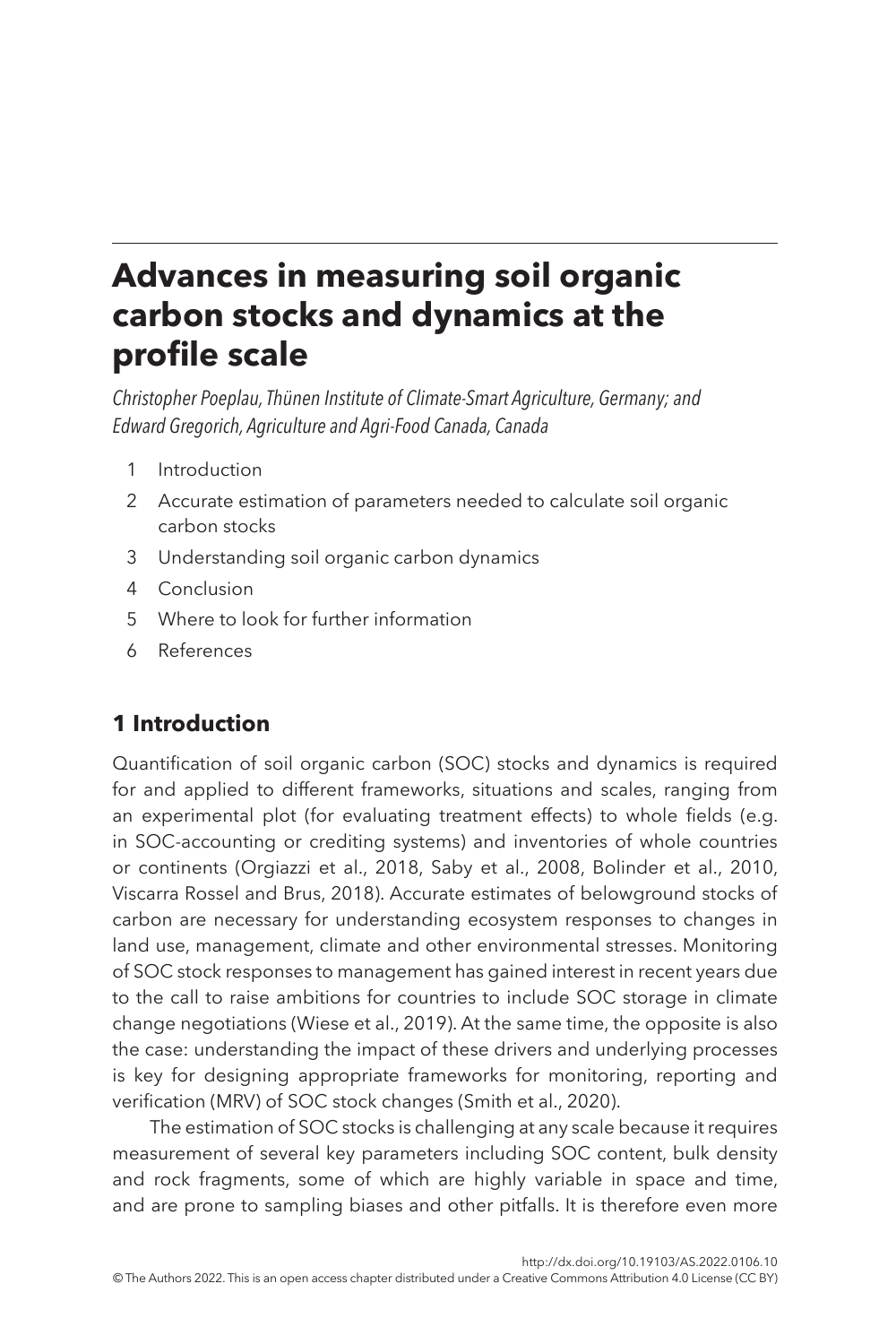# Advances in measuring soil organic carbon stocks and dynamics at the profile scale

*Christopher Poeplau, Thünen Institute of Climate-Smart Agriculture, Germany; and Edward Gregorich, Agriculture and Agri-Food Canada, Canada*

1. Introduction
2. Accurate estimation of parameters needed to calculate soil organic carbon stocks
3. Understanding soil organic carbon dynamics
4. Conclusion
5. Where to look for further information
6. References

## 1 Introduction

Quantification of soil organic carbon (SOC) stocks and dynamics is required for and applied to different frameworks, situations and scales, ranging from an experimental plot (for evaluating treatment effects) to whole fields (e.g. in SOC-accounting or crediting systems) and inventories of whole countries or continents (Orgiazzi et al., 2018, Saby et al., 2008, Bolinder et al., 2010, Viscarra Rossel and Brus, 2018). Accurate estimates of belowground stocks of carbon are necessary for understanding ecosystem responses to changes in land use, management, climate and other environmental stresses. Monitoring of SOC stock responses to management has gained interest in recent years due to the call to raise ambitions for countries to include SOC storage in climate change negotiations (Wiese et al., 2019). At the same time, the opposite is also the case: understanding the impact of these drivers and underlying processes is key for designing appropriate frameworks for monitoring, reporting and verification (MRV) of SOC stock changes (Smith et al., 2020).

The estimation of SOC stocks is challenging at any scale because it requires measurement of several key parameters including SOC content, bulk density and rock fragments, some of which are highly variable in space and time, and are prone to sampling biases and other pitfalls. It is therefore even more

http://dx.doi.org/10.19103/AS.2022.0106.10

© The Authors 2022. This is an open access chapter distributed under a Creative Commons Attribution 4.0 License (CC BY)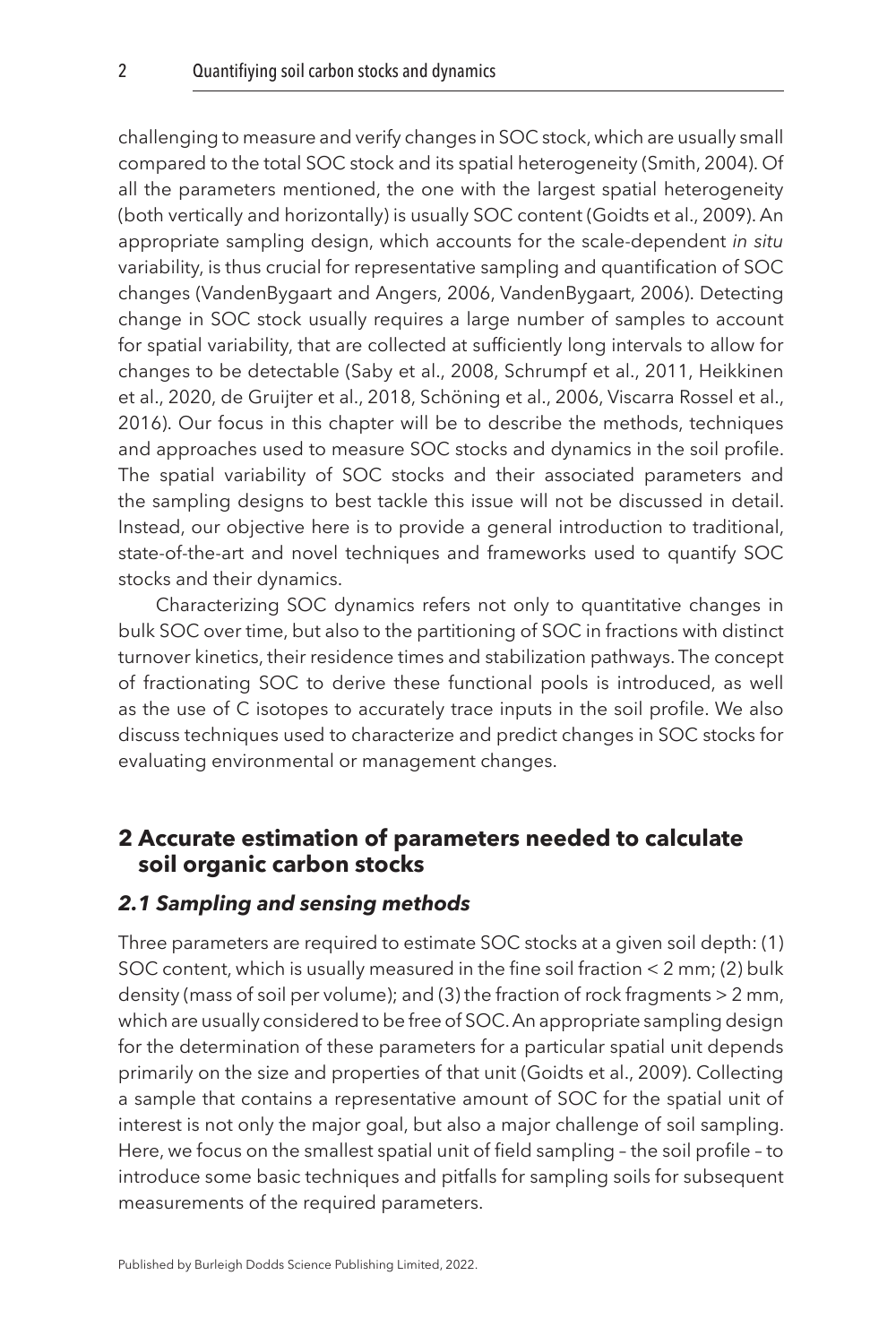challenging to measure and verify changes in SOC stock, which are usually small compared to the total SOC stock and its spatial heterogeneity (Smith, 2004). Of all the parameters mentioned, the one with the largest spatial heterogeneity (both vertically and horizontally) is usually SOC content (Goidts et al., 2009). An appropriate sampling design, which accounts for the scale-dependent *in situ* variability, is thus crucial for representative sampling and quantification of SOC changes (VandenBygaart and Angers, 2006, VandenBygaart, 2006). Detecting change in SOC stock usually requires a large number of samples to account for spatial variability, that are collected at sufficiently long intervals to allow for changes to be detectable (Saby et al., 2008, Schrumpf et al., 2011, Heikkinen et al., 2020, de Gruijter et al., 2018, Schöning et al., 2006, Viscarra Rossel et al., 2016). Our focus in this chapter will be to describe the methods, techniques and approaches used to measure SOC stocks and dynamics in the soil profile. The spatial variability of SOC stocks and their associated parameters and the sampling designs to best tackle this issue will not be discussed in detail. Instead, our objective here is to provide a general introduction to traditional, state-of-the-art and novel techniques and frameworks used to quantify SOC stocks and their dynamics.

Characterizing SOC dynamics refers not only to quantitative changes in bulk SOC over time, but also to the partitioning of SOC in fractions with distinct turnover kinetics, their residence times and stabilization pathways. The concept of fractionating SOC to derive these functional pools is introduced, as well as the use of C isotopes to accurately trace inputs in the soil profile. We also discuss techniques used to characterize and predict changes in SOC stocks for evaluating environmental or management changes.

## 2 Accurate estimation of parameters needed to calculate soil organic carbon stocks

### *2.1 Sampling and sensing methods*

Three parameters are required to estimate SOC stocks at a given soil depth: (1) SOC content, which is usually measured in the fine soil fraction < 2 mm; (2) bulk density (mass of soil per volume); and (3) the fraction of rock fragments > 2 mm, which are usually considered to be free of SOC. An appropriate sampling design for the determination of these parameters for a particular spatial unit depends primarily on the size and properties of that unit (Goidts et al., 2009). Collecting a sample that contains a representative amount of SOC for the spatial unit of interest is not only the major goal, but also a major challenge of soil sampling. Here, we focus on the smallest spatial unit of field sampling – the soil profile – to introduce some basic techniques and pitfalls for sampling soils for subsequent measurements of the required parameters.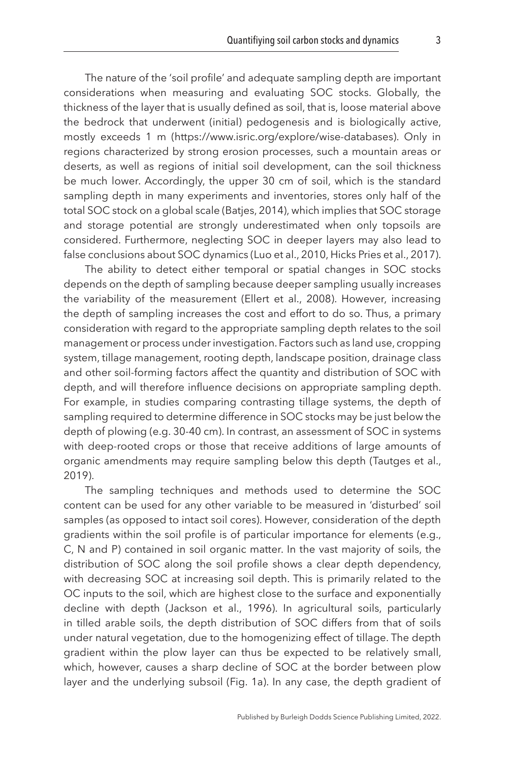The nature of the 'soil profile' and adequate sampling depth are important considerations when measuring and evaluating SOC stocks. Globally, the thickness of the layer that is usually defined as soil, that is, loose material above the bedrock that underwent (initial) pedogenesis and is biologically active, mostly exceeds 1 m (https://www.isric.org/explore/wise-databases). Only in regions characterized by strong erosion processes, such a mountain areas or deserts, as well as regions of initial soil development, can the soil thickness be much lower. Accordingly, the upper 30 cm of soil, which is the standard sampling depth in many experiments and inventories, stores only half of the total SOC stock on a global scale (Batjes, 2014), which implies that SOC storage and storage potential are strongly underestimated when only topsoils are considered. Furthermore, neglecting SOC in deeper layers may also lead to false conclusions about SOC dynamics (Luo et al., 2010, Hicks Pries et al., 2017).

The ability to detect either temporal or spatial changes in SOC stocks depends on the depth of sampling because deeper sampling usually increases the variability of the measurement (Ellert et al., 2008). However, increasing the depth of sampling increases the cost and effort to do so. Thus, a primary consideration with regard to the appropriate sampling depth relates to the soil management or process under investigation. Factors such as land use, cropping system, tillage management, rooting depth, landscape position, drainage class and other soil-forming factors affect the quantity and distribution of SOC with depth, and will therefore influence decisions on appropriate sampling depth. For example, in studies comparing contrasting tillage systems, the depth of sampling required to determine difference in SOC stocks may be just below the depth of plowing (e.g. 30-40 cm). In contrast, an assessment of SOC in systems with deep-rooted crops or those that receive additions of large amounts of organic amendments may require sampling below this depth (Tautges et al., 2019).

The sampling techniques and methods used to determine the SOC content can be used for any other variable to be measured in 'disturbed' soil samples (as opposed to intact soil cores). However, consideration of the depth gradients within the soil profile is of particular importance for elements (e.g., C, N and P) contained in soil organic matter. In the vast majority of soils, the distribution of SOC along the soil profile shows a clear depth dependency, with decreasing SOC at increasing soil depth. This is primarily related to the OC inputs to the soil, which are highest close to the surface and exponentially decline with depth (Jackson et al., 1996). In agricultural soils, particularly in tilled arable soils, the depth distribution of SOC differs from that of soils under natural vegetation, due to the homogenizing effect of tillage. The depth gradient within the plow layer can thus be expected to be relatively small, which, however, causes a sharp decline of SOC at the border between plow layer and the underlying subsoil (Fig. 1a). In any case, the depth gradient of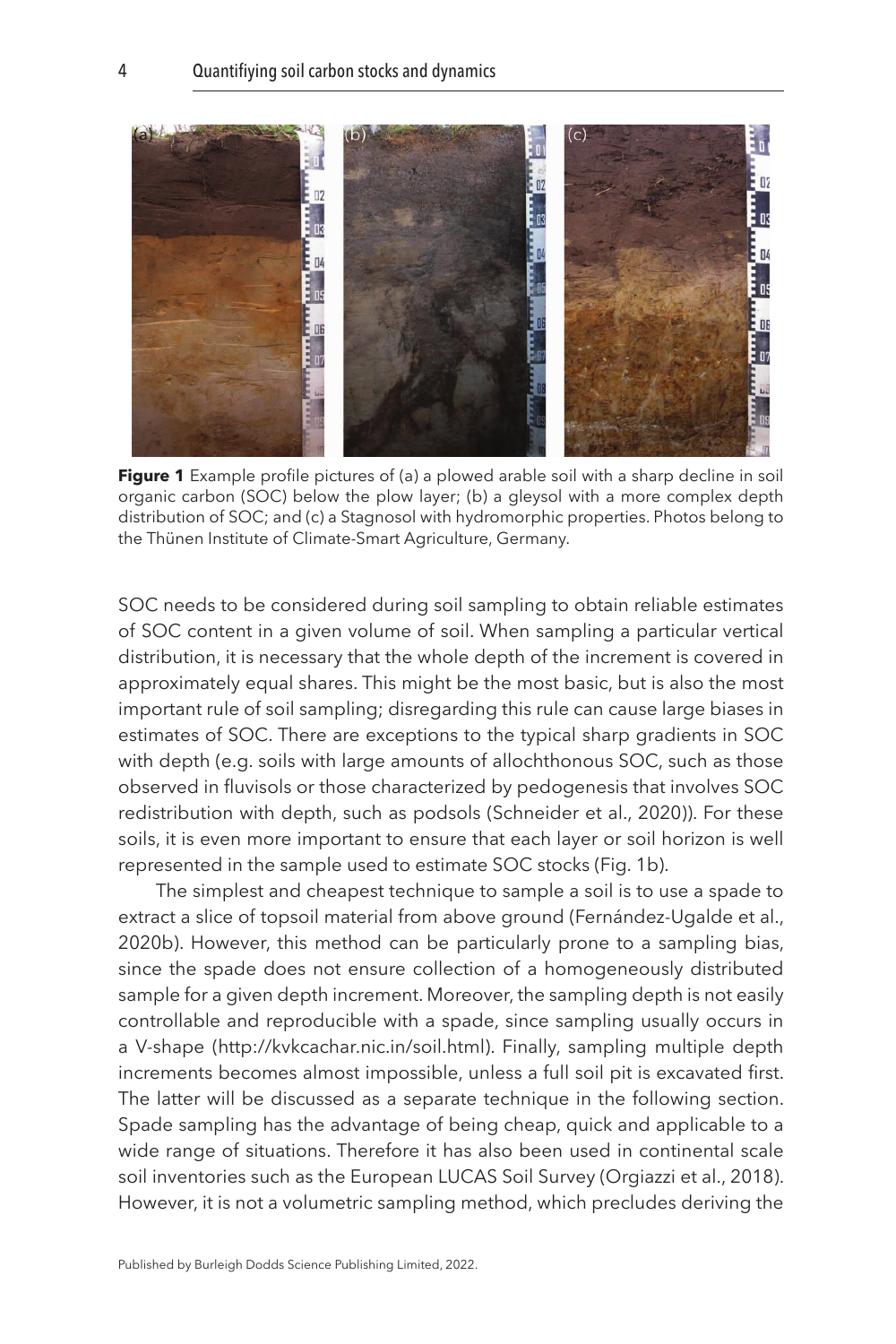**Figure 1** Example profile pictures of (a) a plowed arable soil with a sharp decline in soil organic carbon (SOC) below the plow layer; (b) a gleysol with a more complex depth distribution of SOC; and (c) a Stagnosol with hydromorphic properties. Photos belong to the Thünen Institute of Climate-Smart Agriculture, Germany.

SOC needs to be considered during soil sampling to obtain reliable estimates of SOC content in a given volume of soil. When sampling a particular vertical distribution, it is necessary that the whole depth of the increment is covered in approximately equal shares. This might be the most basic, but is also the most important rule of soil sampling; disregarding this rule can cause large biases in estimates of SOC. There are exceptions to the typical sharp gradients in SOC with depth (e.g. soils with large amounts of allochthonous SOC, such as those observed in fluvisols or those characterized by pedogenesis that involves SOC redistribution with depth, such as podsols (Schneider et al., 2020)). For these soils, it is even more important to ensure that each layer or soil horizon is well represented in the sample used to estimate SOC stocks (Fig. 1b).

The simplest and cheapest technique to sample a soil is to use a spade to extract a slice of topsoil material from above ground (Fernández-Ugalde et al., 2020b). However, this method can be particularly prone to a sampling bias, since the spade does not ensure collection of a homogeneously distributed sample for a given depth increment. Moreover, the sampling depth is not easily controllable and reproducible with a spade, since sampling usually occurs in a V-shape (http://kvkcachar.nic.in/soil.html). Finally, sampling multiple depth increments becomes almost impossible, unless a full soil pit is excavated first. The latter will be discussed as a separate technique in the following section. Spade sampling has the advantage of being cheap, quick and applicable to a wide range of situations. Therefore it has also been used in continental scale soil inventories such as the European LUCAS Soil Survey (Orgiazzi et al., 2018). However, it is not a volumetric sampling method, which precludes deriving the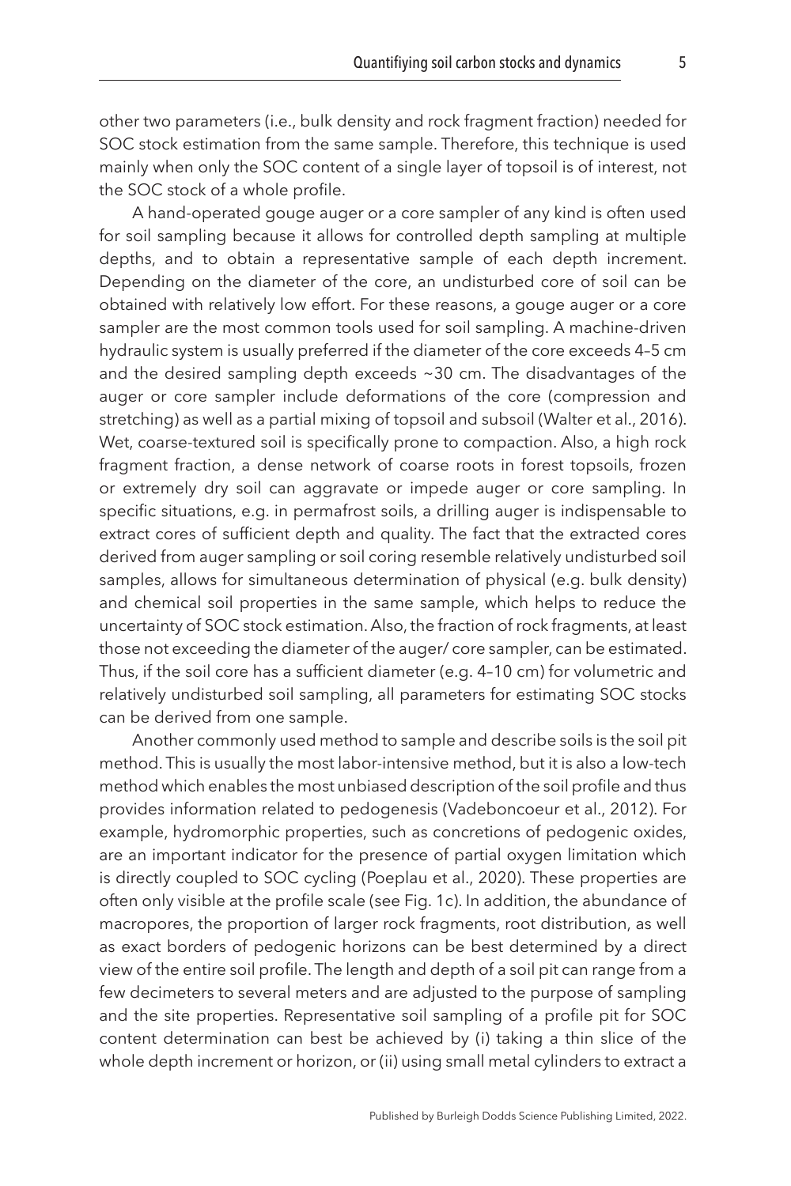other two parameters (i.e., bulk density and rock fragment fraction) needed for SOC stock estimation from the same sample. Therefore, this technique is used mainly when only the SOC content of a single layer of topsoil is of interest, not the SOC stock of a whole profile.

A hand-operated gouge auger or a core sampler of any kind is often used for soil sampling because it allows for controlled depth sampling at multiple depths, and to obtain a representative sample of each depth increment. Depending on the diameter of the core, an undisturbed core of soil can be obtained with relatively low effort. For these reasons, a gouge auger or a core sampler are the most common tools used for soil sampling. A machine-driven hydraulic system is usually preferred if the diameter of the core exceeds 4–5 cm and the desired sampling depth exceeds ~30 cm. The disadvantages of the auger or core sampler include deformations of the core (compression and stretching) as well as a partial mixing of topsoil and subsoil (Walter et al., 2016). Wet, coarse-textured soil is specifically prone to compaction. Also, a high rock fragment fraction, a dense network of coarse roots in forest topsoils, frozen or extremely dry soil can aggravate or impede auger or core sampling. In specific situations, e.g. in permafrost soils, a drilling auger is indispensable to extract cores of sufficient depth and quality. The fact that the extracted cores derived from auger sampling or soil coring resemble relatively undisturbed soil samples, allows for simultaneous determination of physical (e.g. bulk density) and chemical soil properties in the same sample, which helps to reduce the uncertainty of SOC stock estimation. Also, the fraction of rock fragments, at least those not exceeding the diameter of the auger/ core sampler, can be estimated. Thus, if the soil core has a sufficient diameter (e.g. 4–10 cm) for volumetric and relatively undisturbed soil sampling, all parameters for estimating SOC stocks can be derived from one sample.

Another commonly used method to sample and describe soils is the soil pit method. This is usually the most labor-intensive method, but it is also a low-tech method which enables the most unbiased description of the soil profile and thus provides information related to pedogenesis (Vadeboncoeur et al., 2012). For example, hydromorphic properties, such as concretions of pedogenic oxides, are an important indicator for the presence of partial oxygen limitation which is directly coupled to SOC cycling (Poeplau et al., 2020). These properties are often only visible at the profile scale (see Fig. 1c). In addition, the abundance of macropores, the proportion of larger rock fragments, root distribution, as well as exact borders of pedogenic horizons can be best determined by a direct view of the entire soil profile. The length and depth of a soil pit can range from a few decimeters to several meters and are adjusted to the purpose of sampling and the site properties. Representative soil sampling of a profile pit for SOC content determination can best be achieved by (i) taking a thin slice of the whole depth increment or horizon, or (ii) using small metal cylinders to extract a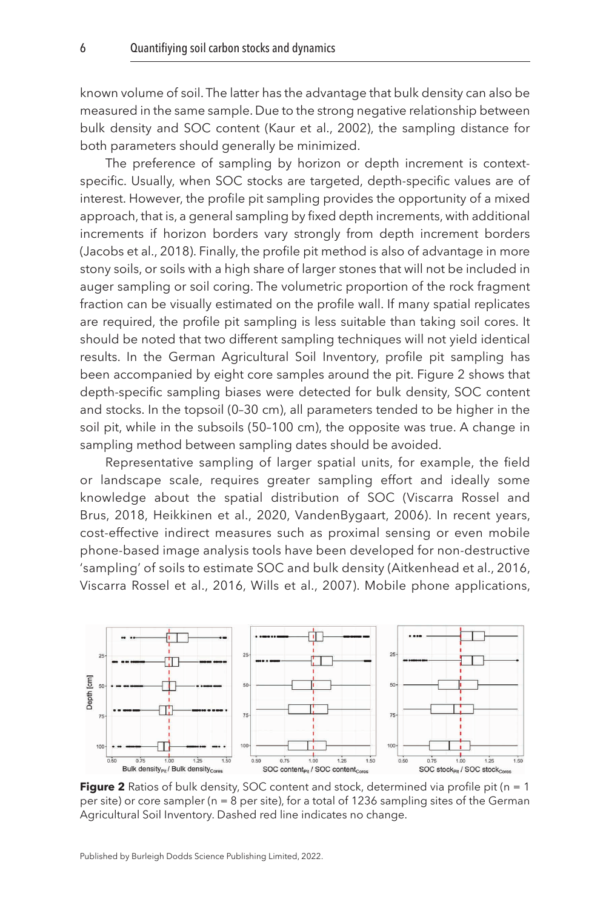known volume of soil. The latter has the advantage that bulk density can also be measured in the same sample. Due to the strong negative relationship between bulk density and SOC content (Kaur et al., 2002), the sampling distance for both parameters should generally be minimized.

The preference of sampling by horizon or depth increment is context-specific. Usually, when SOC stocks are targeted, depth-specific values are of interest. However, the profile pit sampling provides the opportunity of a mixed approach, that is, a general sampling by fixed depth increments, with additional increments if horizon borders vary strongly from depth increment borders (Jacobs et al., 2018). Finally, the profile pit method is also of advantage in more stony soils, or soils with a high share of larger stones that will not be included in auger sampling or soil coring. The volumetric proportion of the rock fragment fraction can be visually estimated on the profile wall. If many spatial replicates are required, the profile pit sampling is less suitable than taking soil cores. It should be noted that two different sampling techniques will not yield identical results. In the German Agricultural Soil Inventory, profile pit sampling has been accompanied by eight core samples around the pit. Figure 2 shows that depth-specific sampling biases were detected for bulk density, SOC content and stocks. In the topsoil (0–30 cm), all parameters tended to be higher in the soil pit, while in the subsoils (50–100 cm), the opposite was true. A change in sampling method between sampling dates should be avoided.

Representative sampling of larger spatial units, for example, the field or landscape scale, requires greater sampling effort and ideally some knowledge about the spatial distribution of SOC (Viscarra Rossel and Brus, 2018, Heikkinen et al., 2020, VandenBygaart, 2006). In recent years, cost-effective indirect measures such as proximal sensing or even mobile phone-based image analysis tools have been developed for non-destructive 'sampling' of soils to estimate SOC and bulk density (Aitkenhead et al., 2016, Viscarra Rossel et al., 2016, Wills et al., 2007). Mobile phone applications,

**Figure 2** Ratios of bulk density, SOC content and stock, determined via profile pit (n = 1 per site) or core sampler (n = 8 per site), for a total of 1236 sampling sites of the German Agricultural Soil Inventory. Dashed red line indicates no change.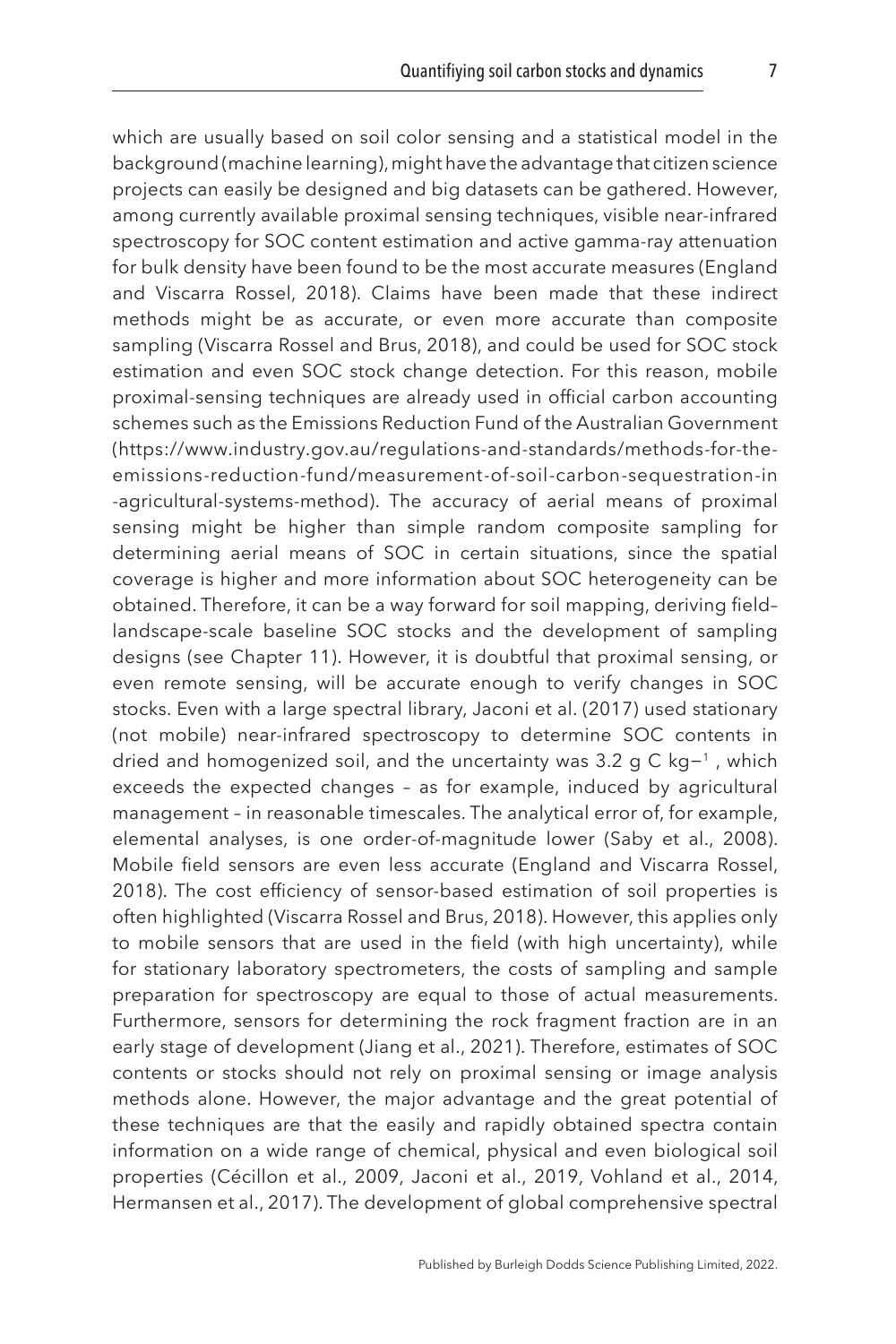which are usually based on soil color sensing and a statistical model in the background (machine learning), might have the advantage that citizen science projects can easily be designed and big datasets can be gathered. However, among currently available proximal sensing techniques, visible near-infrared spectroscopy for SOC content estimation and active gamma-ray attenuation for bulk density have been found to be the most accurate measures (England and Viscarra Rossel, 2018). Claims have been made that these indirect methods might be as accurate, or even more accurate than composite sampling (Viscarra Rossel and Brus, 2018), and could be used for SOC stock estimation and even SOC stock change detection. For this reason, mobile proximal-sensing techniques are already used in official carbon accounting schemes such as the Emissions Reduction Fund of the Australian Government (https://www.industry.gov.au/regulations-and-standards/methods-for-the-emissions-reduction-fund/measurement-of-soil-carbon-sequestration-in-agricultural-systems-method). The accuracy of aerial means of proximal sensing might be higher than simple random composite sampling for determining aerial means of SOC in certain situations, since the spatial coverage is higher and more information about SOC heterogeneity can be obtained. Therefore, it can be a way forward for soil mapping, deriving field–landscape-scale baseline SOC stocks and the development of sampling designs (see Chapter 11). However, it is doubtful that proximal sensing, or even remote sensing, will be accurate enough to verify changes in SOC stocks. Even with a large spectral library, Jaconi et al. (2017) used stationary (not mobile) near-infrared spectroscopy to determine SOC contents in dried and homogenized soil, and the uncertainty was 3.2 g C $kg^{-1}$, which exceeds the expected changes – as for example, induced by agricultural management – in reasonable timescales. The analytical error of, for example, elemental analyses, is one order-of-magnitude lower (Saby et al., 2008). Mobile field sensors are even less accurate (England and Viscarra Rossel, 2018). The cost efficiency of sensor-based estimation of soil properties is often highlighted (Viscarra Rossel and Brus, 2018). However, this applies only to mobile sensors that are used in the field (with high uncertainty), while for stationary laboratory spectrometers, the costs of sampling and sample preparation for spectroscopy are equal to those of actual measurements. Furthermore, sensors for determining the rock fragment fraction are in an early stage of development (Jiang et al., 2021). Therefore, estimates of SOC contents or stocks should not rely on proximal sensing or image analysis methods alone. However, the major advantage and the great potential of these techniques are that the easily and rapidly obtained spectra contain information on a wide range of chemical, physical and even biological soil properties (Cécillon et al., 2009, Jaconi et al., 2019, Vohland et al., 2014, Hermansen et al., 2017). The development of global comprehensive spectral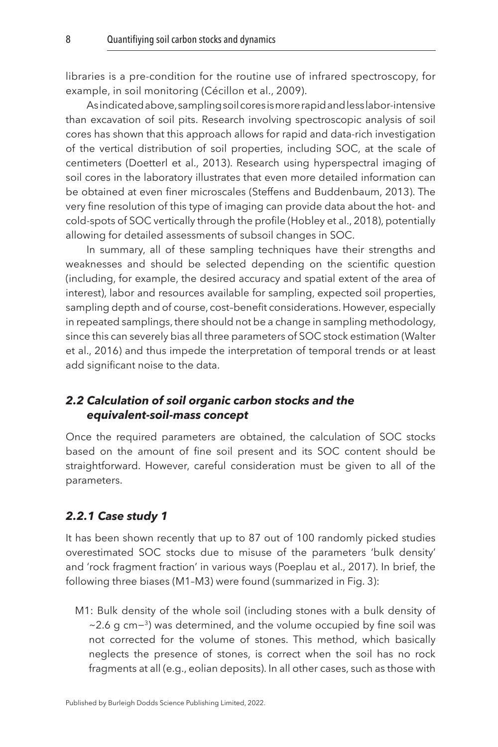libraries is a pre-condition for the routine use of infrared spectroscopy, for example, in soil monitoring (Cécillon et al., 2009).

As indicated above, sampling soil cores is more rapid and less labor-intensive than excavation of soil pits. Research involving spectroscopic analysis of soil cores has shown that this approach allows for rapid and data-rich investigation of the vertical distribution of soil properties, including SOC, at the scale of centimeters (Doetterl et al., 2013). Research using hyperspectral imaging of soil cores in the laboratory illustrates that even more detailed information can be obtained at even finer microscales (Steffens and Buddenbaum, 2013). The very fine resolution of this type of imaging can provide data about the hot- and cold-spots of SOC vertically through the profile (Hobley et al., 2018), potentially allowing for detailed assessments of subsoil changes in SOC.

In summary, all of these sampling techniques have their strengths and weaknesses and should be selected depending on the scientific question (including, for example, the desired accuracy and spatial extent of the area of interest), labor and resources available for sampling, expected soil properties, sampling depth and of course, cost–benefit considerations. However, especially in repeated samplings, there should not be a change in sampling methodology, since this can severely bias all three parameters of SOC stock estimation (Walter et al., 2016) and thus impede the interpretation of temporal trends or at least add significant noise to the data.

## *2.2 Calculation of soil organic carbon stocks and the equivalent-soil-mass concept*

Once the required parameters are obtained, the calculation of SOC stocks based on the amount of fine soil present and its SOC content should be straightforward. However, careful consideration must be given to all of the parameters.

### *2.2.1 Case study 1*

It has been shown recently that up to 87 out of 100 randomly picked studies overestimated SOC stocks due to misuse of the parameters 'bulk density' and 'rock fragment fraction' in various ways (Poeplau et al., 2017). In brief, the following three biases (M1–M3) were found (summarized in Fig. 3):

M1: Bulk density of the whole soil (including stones with a bulk density of ~2.6 g $cm^{-3}$) was determined, and the volume occupied by fine soil was not corrected for the volume of stones. This method, which basically neglects the presence of stones, is correct when the soil has no rock fragments at all (e.g., eolian deposits). In all other cases, such as those with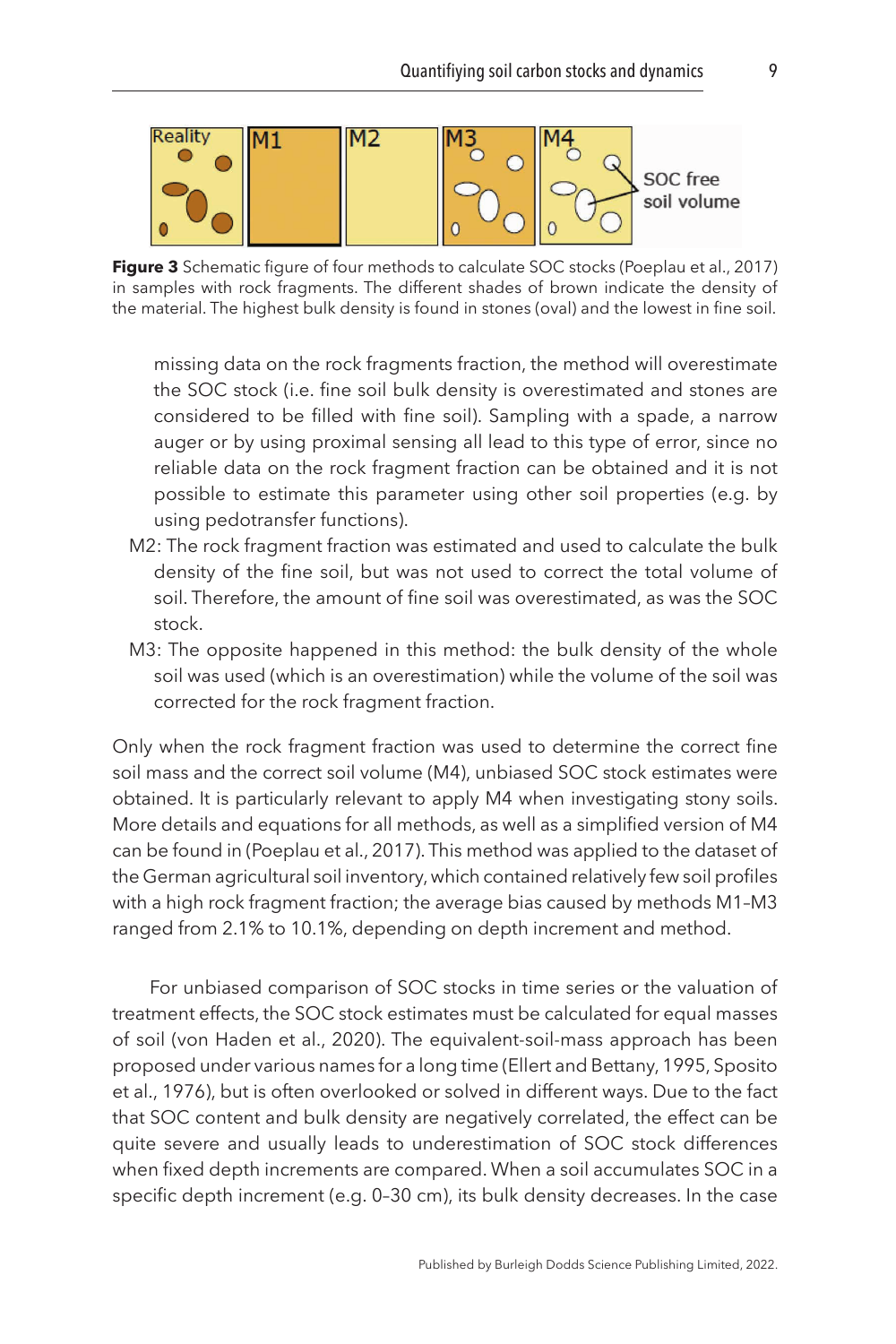**Figure 3** Schematic figure of four methods to calculate SOC stocks (Poeplau et al., 2017) in samples with rock fragments. The different shades of brown indicate the density of the material. The highest bulk density is found in stones (oval) and the lowest in fine soil.

missing data on the rock fragments fraction, the method will overestimate the SOC stock (i.e. fine soil bulk density is overestimated and stones are considered to be filled with fine soil). Sampling with a spade, a narrow auger or by using proximal sensing all lead to this type of error, since no reliable data on the rock fragment fraction can be obtained and it is not possible to estimate this parameter using other soil properties (e.g. by using pedotransfer functions).

- M2: The rock fragment fraction was estimated and used to calculate the bulk density of the fine soil, but was not used to correct the total volume of soil. Therefore, the amount of fine soil was overestimated, as was the SOC stock.
- M3: The opposite happened in this method: the bulk density of the whole soil was used (which is an overestimation) while the volume of the soil was corrected for the rock fragment fraction.

Only when the rock fragment fraction was used to determine the correct fine soil mass and the correct soil volume (M4), unbiased SOC stock estimates were obtained. It is particularly relevant to apply M4 when investigating stony soils. More details and equations for all methods, as well as a simplified version of M4 can be found in (Poeplau et al., 2017). This method was applied to the dataset of the German agricultural soil inventory, which contained relatively few soil profiles with a high rock fragment fraction; the average bias caused by methods M1–M3 ranged from 2.1% to 10.1%, depending on depth increment and method.

For unbiased comparison of SOC stocks in time series or the valuation of treatment effects, the SOC stock estimates must be calculated for equal masses of soil (von Haden et al., 2020). The equivalent-soil-mass approach has been proposed under various names for a long time (Ellert and Bettany, 1995, Sposito et al., 1976), but is often overlooked or solved in different ways. Due to the fact that SOC content and bulk density are negatively correlated, the effect can be quite severe and usually leads to underestimation of SOC stock differences when fixed depth increments are compared. When a soil accumulates SOC in a specific depth increment (e.g. 0–30 cm), its bulk density decreases. In the case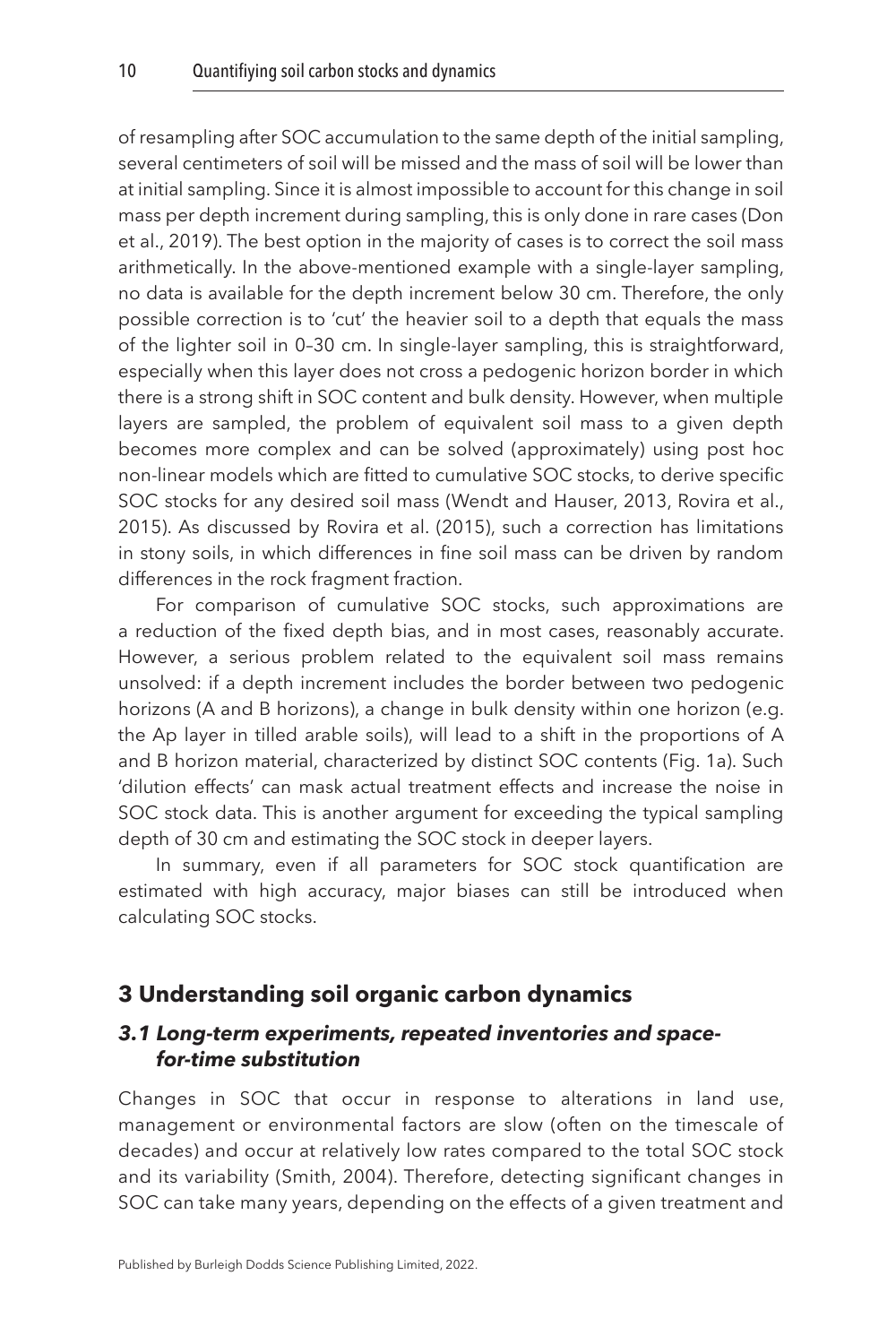of resampling after SOC accumulation to the same depth of the initial sampling, several centimeters of soil will be missed and the mass of soil will be lower than at initial sampling. Since it is almost impossible to account for this change in soil mass per depth increment during sampling, this is only done in rare cases (Don et al., 2019). The best option in the majority of cases is to correct the soil mass arithmetically. In the above-mentioned example with a single-layer sampling, no data is available for the depth increment below 30 cm. Therefore, the only possible correction is to 'cut' the heavier soil to a depth that equals the mass of the lighter soil in 0–30 cm. In single-layer sampling, this is straightforward, especially when this layer does not cross a pedogenic horizon border in which there is a strong shift in SOC content and bulk density. However, when multiple layers are sampled, the problem of equivalent soil mass to a given depth becomes more complex and can be solved (approximately) using post hoc non-linear models which are fitted to cumulative SOC stocks, to derive specific SOC stocks for any desired soil mass (Wendt and Hauser, 2013, Rovira et al., 2015). As discussed by Rovira et al. (2015), such a correction has limitations in stony soils, in which differences in fine soil mass can be driven by random differences in the rock fragment fraction.

For comparison of cumulative SOC stocks, such approximations are a reduction of the fixed depth bias, and in most cases, reasonably accurate. However, a serious problem related to the equivalent soil mass remains unsolved: if a depth increment includes the border between two pedogenic horizons (A and B horizons), a change in bulk density within one horizon (e.g. the Ap layer in tilled arable soils), will lead to a shift in the proportions of A and B horizon material, characterized by distinct SOC contents (Fig. 1a). Such 'dilution effects' can mask actual treatment effects and increase the noise in SOC stock data. This is another argument for exceeding the typical sampling depth of 30 cm and estimating the SOC stock in deeper layers.

In summary, even if all parameters for SOC stock quantification are estimated with high accuracy, major biases can still be introduced when calculating SOC stocks.

## 3 Understanding soil organic carbon dynamics

### *3.1 Long-term experiments, repeated inventories and space-for-time substitution*

Changes in SOC that occur in response to alterations in land use, management or environmental factors are slow (often on the timescale of decades) and occur at relatively low rates compared to the total SOC stock and its variability (Smith, 2004). Therefore, detecting significant changes in SOC can take many years, depending on the effects of a given treatment and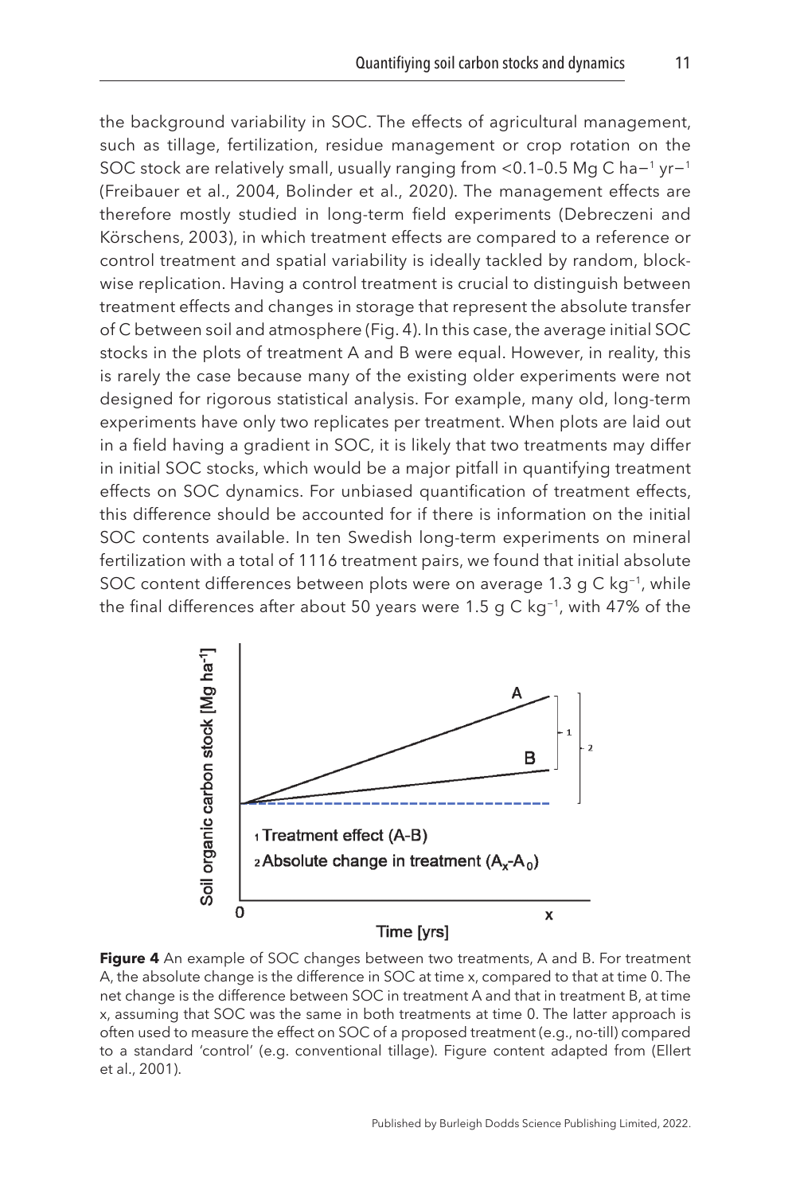the background variability in SOC. The effects of agricultural management, such as tillage, fertilization, residue management or crop rotation on the SOC stock are relatively small, usually ranging from <0.1–0.5 Mg C $ha^{-1}$ $yr^{-1}$ (Freibauer et al., 2004, Bolinder et al., 2020). The management effects are therefore mostly studied in long-term field experiments (Debreczeni and Körschens, 2003), in which treatment effects are compared to a reference or control treatment and spatial variability is ideally tackled by random, blockwise replication. Having a control treatment is crucial to distinguish between treatment effects and changes in storage that represent the absolute transfer of C between soil and atmosphere (Fig. 4). In this case, the average initial SOC stocks in the plots of treatment A and B were equal. However, in reality, this is rarely the case because many of the existing older experiments were not designed for rigorous statistical analysis. For example, many old, long-term experiments have only two replicates per treatment. When plots are laid out in a field having a gradient in SOC, it is likely that two treatments may differ in initial SOC stocks, which would be a major pitfall in quantifying treatment effects on SOC dynamics. For unbiased quantification of treatment effects, this difference should be accounted for if there is information on the initial SOC contents available. In ten Swedish long-term experiments on mineral fertilization with a total of 1116 treatment pairs, we found that initial absolute SOC content differences between plots were on average 1.3 g C $kg^{-1}$, while the final differences after about 50 years were 1.5 g C $kg^{-1}$, with 47% of the

**Figure 4** An example of SOC changes between two treatments, A and B. For treatment A, the absolute change is the difference in SOC at time x, compared to that at time 0. The net change is the difference between SOC in treatment A and that in treatment B, at time x, assuming that SOC was the same in both treatments at time 0. The latter approach is often used to measure the effect on SOC of a proposed treatment (e.g., no-till) compared to a standard 'control' (e.g. conventional tillage). Figure content adapted from (Ellert et al., 2001).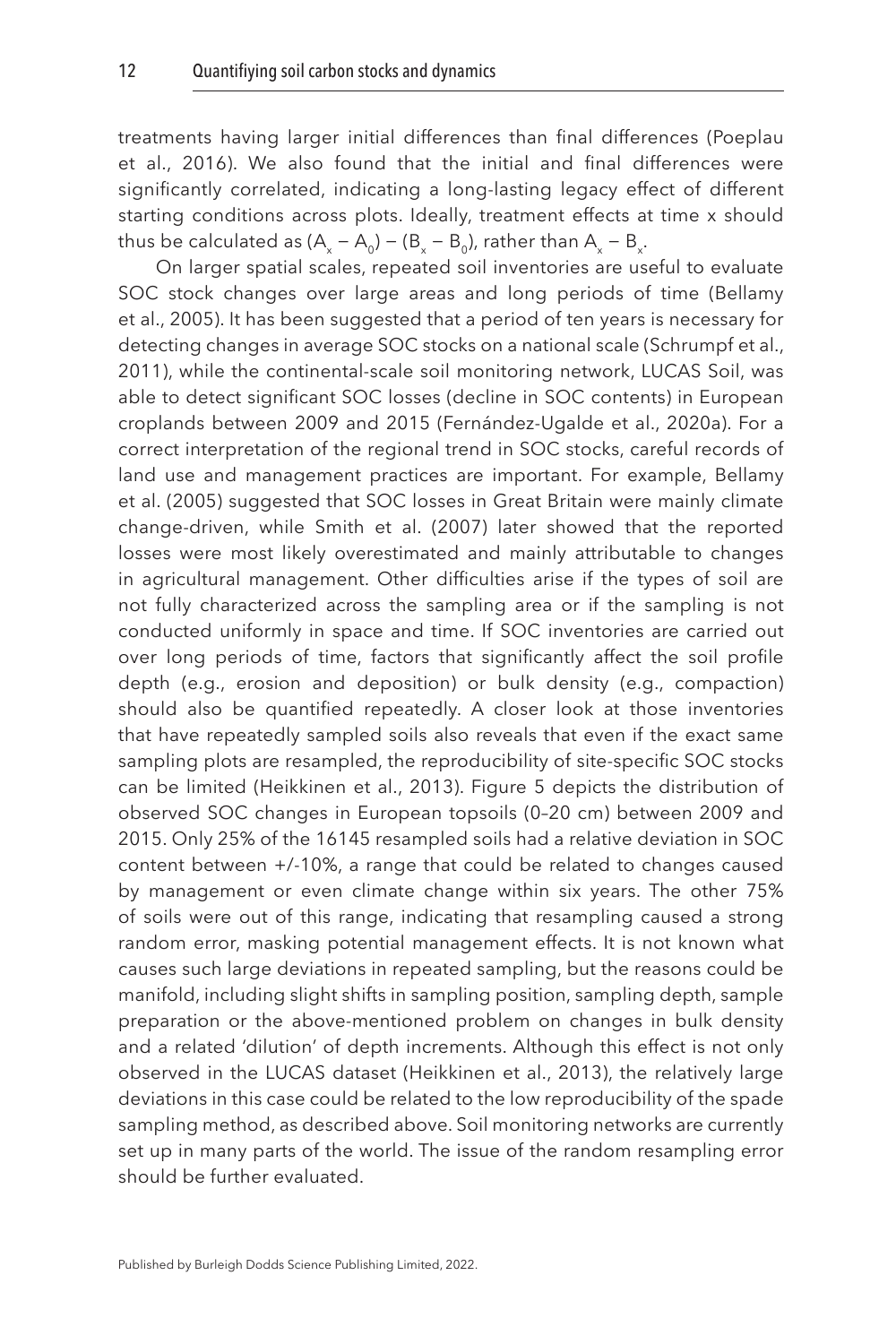treatments having larger initial differences than final differences (Poeplau et al., 2016). We also found that the initial and final differences were significantly correlated, indicating a long-lasting legacy effect of different starting conditions across plots. Ideally, treatment effects at time x should thus be calculated as $(A_x - A_0) - (B_x - B_0)$, rather than $A_x - B_x$.

On larger spatial scales, repeated soil inventories are useful to evaluate SOC stock changes over large areas and long periods of time (Bellamy et al., 2005). It has been suggested that a period of ten years is necessary for detecting changes in average SOC stocks on a national scale (Schrumpf et al., 2011), while the continental-scale soil monitoring network, LUCAS Soil, was able to detect significant SOC losses (decline in SOC contents) in European croplands between 2009 and 2015 (Fernández-Ugalde et al., 2020a). For a correct interpretation of the regional trend in SOC stocks, careful records of land use and management practices are important. For example, Bellamy et al. (2005) suggested that SOC losses in Great Britain were mainly climate change-driven, while Smith et al. (2007) later showed that the reported losses were most likely overestimated and mainly attributable to changes in agricultural management. Other difficulties arise if the types of soil are not fully characterized across the sampling area or if the sampling is not conducted uniformly in space and time. If SOC inventories are carried out over long periods of time, factors that significantly affect the soil profile depth (e.g., erosion and deposition) or bulk density (e.g., compaction) should also be quantified repeatedly. A closer look at those inventories that have repeatedly sampled soils also reveals that even if the exact same sampling plots are resampled, the reproducibility of site-specific SOC stocks can be limited (Heikkinen et al., 2013). Figure 5 depicts the distribution of observed SOC changes in European topsoils (0–20 cm) between 2009 and 2015. Only 25% of the 16145 resampled soils had a relative deviation in SOC content between +/-10%, a range that could be related to changes caused by management or even climate change within six years. The other 75% of soils were out of this range, indicating that resampling caused a strong random error, masking potential management effects. It is not known what causes such large deviations in repeated sampling, but the reasons could be manifold, including slight shifts in sampling position, sampling depth, sample preparation or the above-mentioned problem on changes in bulk density and a related 'dilution' of depth increments. Although this effect is not only observed in the LUCAS dataset (Heikkinen et al., 2013), the relatively large deviations in this case could be related to the low reproducibility of the spade sampling method, as described above. Soil monitoring networks are currently set up in many parts of the world. The issue of the random resampling error should be further evaluated.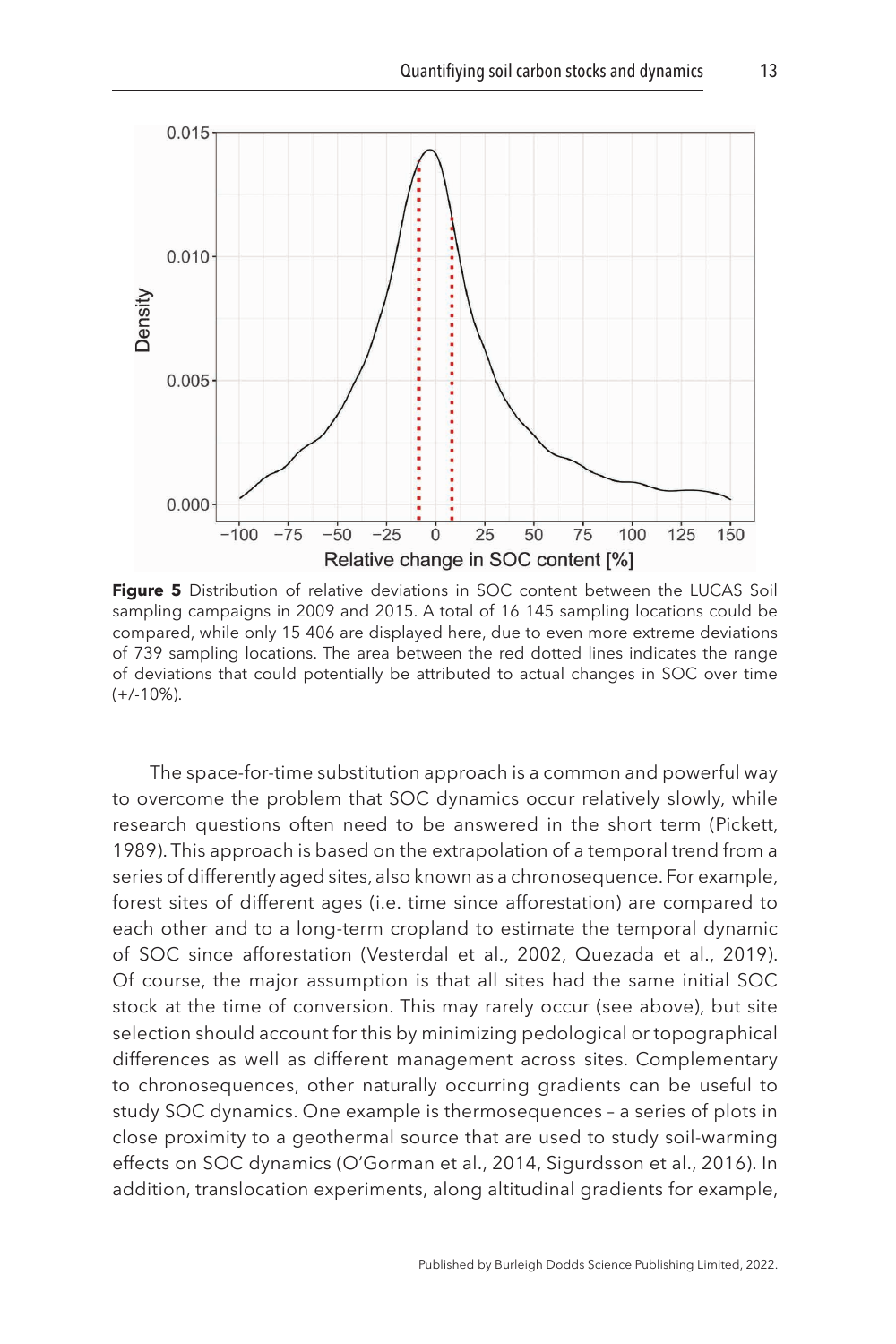**Figure 5** Distribution of relative deviations in SOC content between the LUCAS Soil sampling campaigns in 2009 and 2015. A total of 16 145 sampling locations could be compared, while only 15 406 are displayed here, due to even more extreme deviations of 739 sampling locations. The area between the red dotted lines indicates the range of deviations that could potentially be attributed to actual changes in SOC over time (+/-10%).

The space-for-time substitution approach is a common and powerful way to overcome the problem that SOC dynamics occur relatively slowly, while research questions often need to be answered in the short term (Pickett, 1989). This approach is based on the extrapolation of a temporal trend from a series of differently aged sites, also known as a chronosequence. For example, forest sites of different ages (i.e. time since afforestation) are compared to each other and to a long-term cropland to estimate the temporal dynamic of SOC since afforestation (Vesterdal et al., 2002, Quezada et al., 2019). Of course, the major assumption is that all sites had the same initial SOC stock at the time of conversion. This may rarely occur (see above), but site selection should account for this by minimizing pedological or topographical differences as well as different management across sites. Complementary to chronosequences, other naturally occurring gradients can be useful to study SOC dynamics. One example is thermosequences – a series of plots in close proximity to a geothermal source that are used to study soil-warming effects on SOC dynamics (O'Gorman et al., 2014, Sigurdsson et al., 2016). In addition, translocation experiments, along altitudinal gradients for example,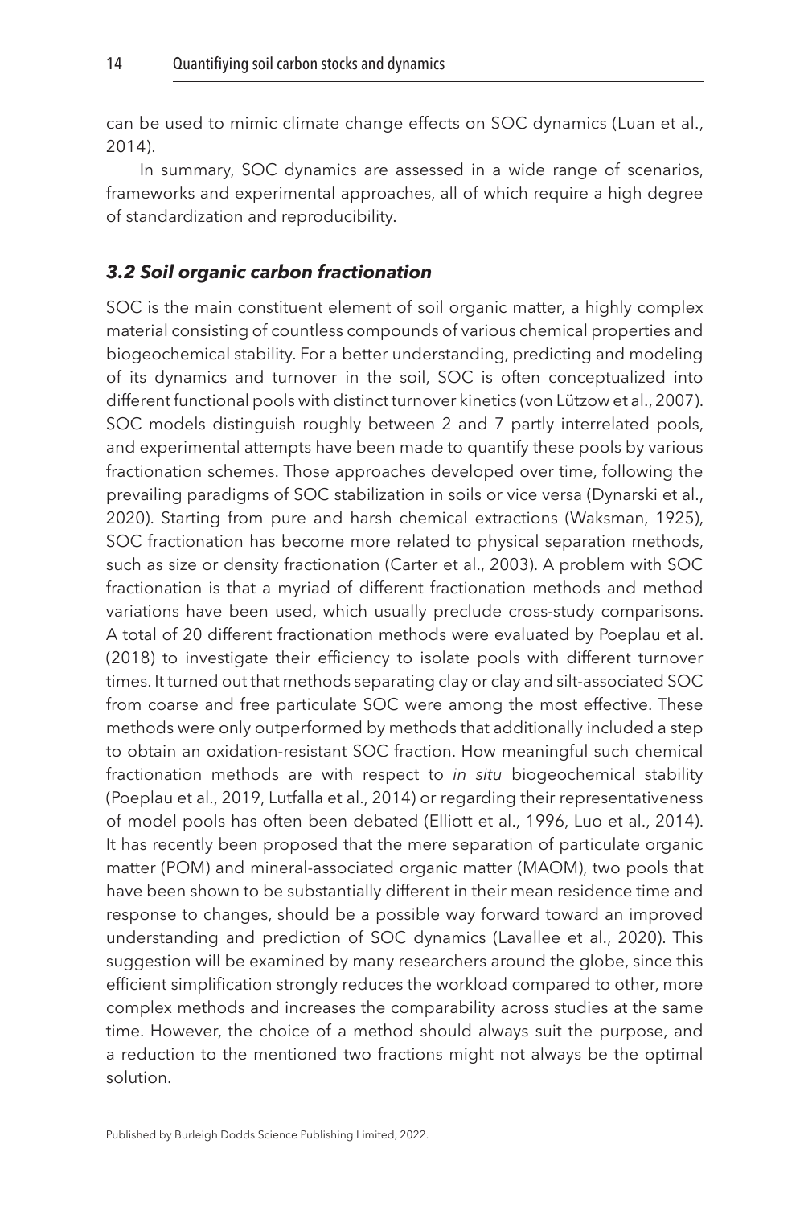can be used to mimic climate change effects on SOC dynamics (Luan et al., 2014).

In summary, SOC dynamics are assessed in a wide range of scenarios, frameworks and experimental approaches, all of which require a high degree of standardization and reproducibility.

### *3.2 Soil organic carbon fractionation*

SOC is the main constituent element of soil organic matter, a highly complex material consisting of countless compounds of various chemical properties and biogeochemical stability. For a better understanding, predicting and modeling of its dynamics and turnover in the soil, SOC is often conceptualized into different functional pools with distinct turnover kinetics (von Lützow et al., 2007). SOC models distinguish roughly between 2 and 7 partly interrelated pools, and experimental attempts have been made to quantify these pools by various fractionation schemes. Those approaches developed over time, following the prevailing paradigms of SOC stabilization in soils or vice versa (Dynarski et al., 2020). Starting from pure and harsh chemical extractions (Waksman, 1925), SOC fractionation has become more related to physical separation methods, such as size or density fractionation (Carter et al., 2003). A problem with SOC fractionation is that a myriad of different fractionation methods and method variations have been used, which usually preclude cross-study comparisons. A total of 20 different fractionation methods were evaluated by Poeplau et al. (2018) to investigate their efficiency to isolate pools with different turnover times. It turned out that methods separating clay or clay and silt-associated SOC from coarse and free particulate SOC were among the most effective. These methods were only outperformed by methods that additionally included a step to obtain an oxidation-resistant SOC fraction. How meaningful such chemical fractionation methods are with respect to *in situ* biogeochemical stability (Poeplau et al., 2019, Lutfalla et al., 2014) or regarding their representativeness of model pools has often been debated (Elliott et al., 1996, Luo et al., 2014). It has recently been proposed that the mere separation of particulate organic matter (POM) and mineral-associated organic matter (MAOM), two pools that have been shown to be substantially different in their mean residence time and response to changes, should be a possible way forward toward an improved understanding and prediction of SOC dynamics (Lavallee et al., 2020). This suggestion will be examined by many researchers around the globe, since this efficient simplification strongly reduces the workload compared to other, more complex methods and increases the comparability across studies at the same time. However, the choice of a method should always suit the purpose, and a reduction to the mentioned two fractions might not always be the optimal solution.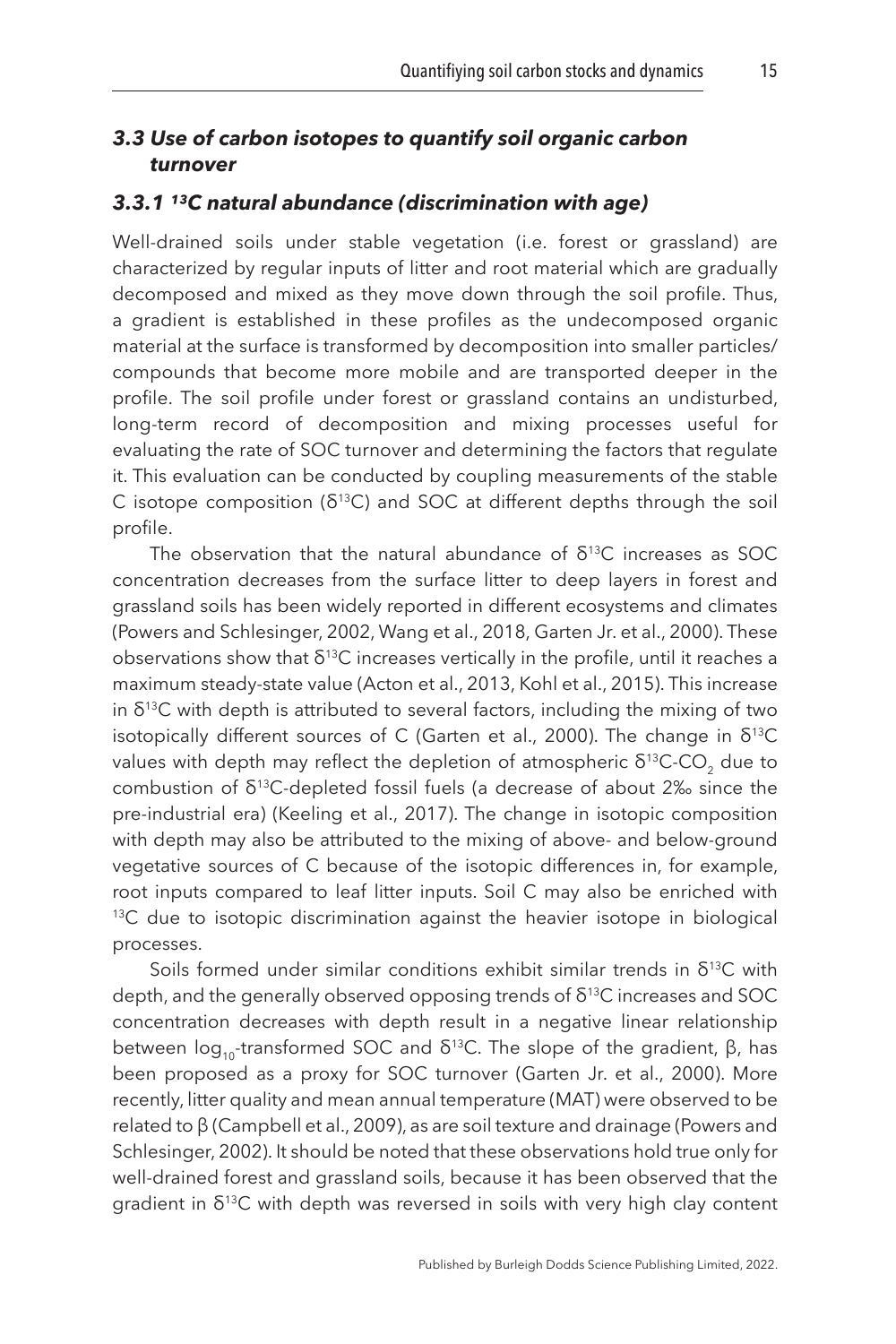### 3.3 Use of carbon isotopes to quantify soil organic carbon turnover

#### 3.3.1 $^{13}C$ natural abundance (discrimination with age)

Well-drained soils under stable vegetation (i.e. forest or grassland) are characterized by regular inputs of litter and root material which are gradually decomposed and mixed as they move down through the soil profile. Thus, a gradient is established in these profiles as the undecomposed organic material at the surface is transformed by decomposition into smaller particles/compounds that become more mobile and are transported deeper in the profile. The soil profile under forest or grassland contains an undisturbed, long-term record of decomposition and mixing processes useful for evaluating the rate of SOC turnover and determining the factors that regulate it. This evaluation can be conducted by coupling measurements of the stable C isotope composition ($\delta^{13}C$) and SOC at different depths through the soil profile.

The observation that the natural abundance of $\delta^{13}C$ increases as SOC concentration decreases from the surface litter to deep layers in forest and grassland soils has been widely reported in different ecosystems and climates (Powers and Schlesinger, 2002, Wang et al., 2018, Garten Jr. et al., 2000). These observations show that $\delta^{13}C$ increases vertically in the profile, until it reaches a maximum steady-state value (Acton et al., 2013, Kohl et al., 2015). This increase in $\delta^{13}C$ with depth is attributed to several factors, including the mixing of two isotopically different sources of C (Garten et al., 2000). The change in $\delta^{13}C$ values with depth may reflect the depletion of atmospheric $\delta^{13}C$-$CO_2$ due to combustion of $\delta^{13}C$-depleted fossil fuels (a decrease of about 2‰ since the pre-industrial era) (Keeling et al., 2017). The change in isotopic composition with depth may also be attributed to the mixing of above- and below-ground vegetative sources of C because of the isotopic differences in, for example, root inputs compared to leaf litter inputs. Soil C may also be enriched with $^{13}C$ due to isotopic discrimination against the heavier isotope in biological processes.

Soils formed under similar conditions exhibit similar trends in $\delta^{13}C$ with depth, and the generally observed opposing trends of $\delta^{13}C$ increases and SOC concentration decreases with depth result in a negative linear relationship between $\log_{10}$-transformed SOC and $\delta^{13}C$. The slope of the gradient, $\beta$, has been proposed as a proxy for SOC turnover (Garten Jr. et al., 2000). More recently, litter quality and mean annual temperature (MAT) were observed to be related to $\beta$ (Campbell et al., 2009), as are soil texture and drainage (Powers and Schlesinger, 2002). It should be noted that these observations hold true only for well-drained forest and grassland soils, because it has been observed that the gradient in $\delta^{13}C$ with depth was reversed in soils with very high clay content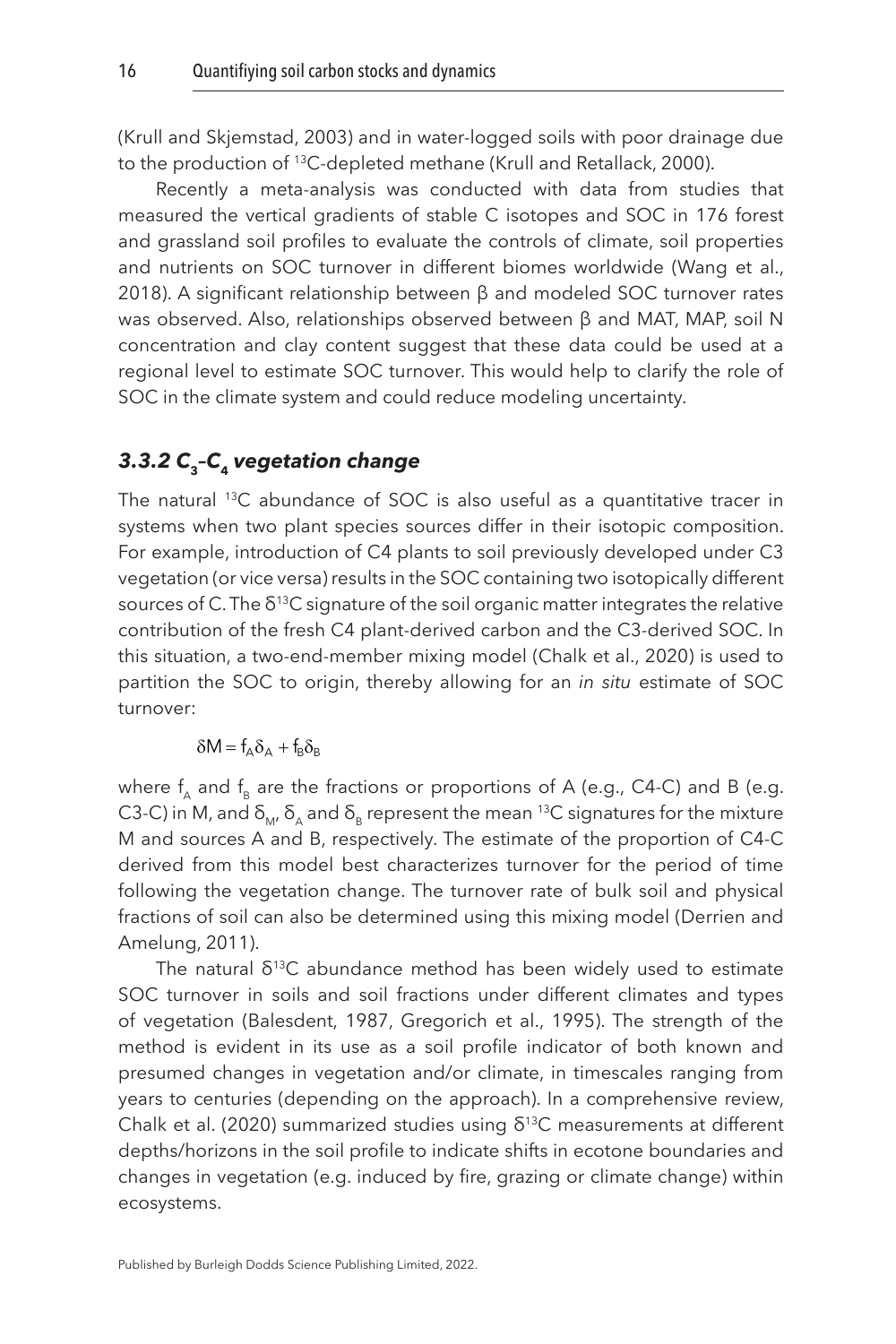(Krull and Skjemstad, 2003) and in water-logged soils with poor drainage due to the production of $^{13}C$-depleted methane (Krull and Retallack, 2000).

Recently a meta-analysis was conducted with data from studies that measured the vertical gradients of stable C isotopes and SOC in 176 forest and grassland soil profiles to evaluate the controls of climate, soil properties and nutrients on SOC turnover in different biomes worldwide (Wang et al., 2018). A significant relationship between β and modeled SOC turnover rates was observed. Also, relationships observed between β and MAT, MAP, soil N concentration and clay content suggest that these data could be used at a regional level to estimate SOC turnover. This would help to clarify the role of SOC in the climate system and could reduce modeling uncertainty.

### *3.3.2 $C_3$–$C_4$ vegetation change*

The natural $^{13}C$ abundance of SOC is also useful as a quantitative tracer in systems when two plant species sources differ in their isotopic composition. For example, introduction of C4 plants to soil previously developed under C3 vegetation (or vice versa) results in the SOC containing two isotopically different sources of C. The $\delta^{13}C$ signature of the soil organic matter integrates the relative contribution of the fresh C4 plant-derived carbon and the C3-derived SOC. In this situation, a two-end-member mixing model (Chalk et al., 2020) is used to partition the SOC to origin, thereby allowing for an *in situ* estimate of SOC turnover:

$$\delta M = f_A \delta_A + f_B \delta_B$$

where $f_A$ and $f_B$ are the fractions or proportions of A (e.g., C4-C) and B (e.g. C3-C) in M, and $\delta_M$, $\delta_A$ and $\delta_B$ represent the mean $^{13}C$ signatures for the mixture M and sources A and B, respectively. The estimate of the proportion of C4-C derived from this model best characterizes turnover for the period of time following the vegetation change. The turnover rate of bulk soil and physical fractions of soil can also be determined using this mixing model (Derrien and Amelung, 2011).

The natural $\delta^{13}C$ abundance method has been widely used to estimate SOC turnover in soils and soil fractions under different climates and types of vegetation (Balesdent, 1987, Gregorich et al., 1995). The strength of the method is evident in its use as a soil profile indicator of both known and presumed changes in vegetation and/or climate, in timescales ranging from years to centuries (depending on the approach). In a comprehensive review, Chalk et al. (2020) summarized studies using $\delta^{13}C$ measurements at different depths/horizons in the soil profile to indicate shifts in ecotone boundaries and changes in vegetation (e.g. induced by fire, grazing or climate change) within ecosystems.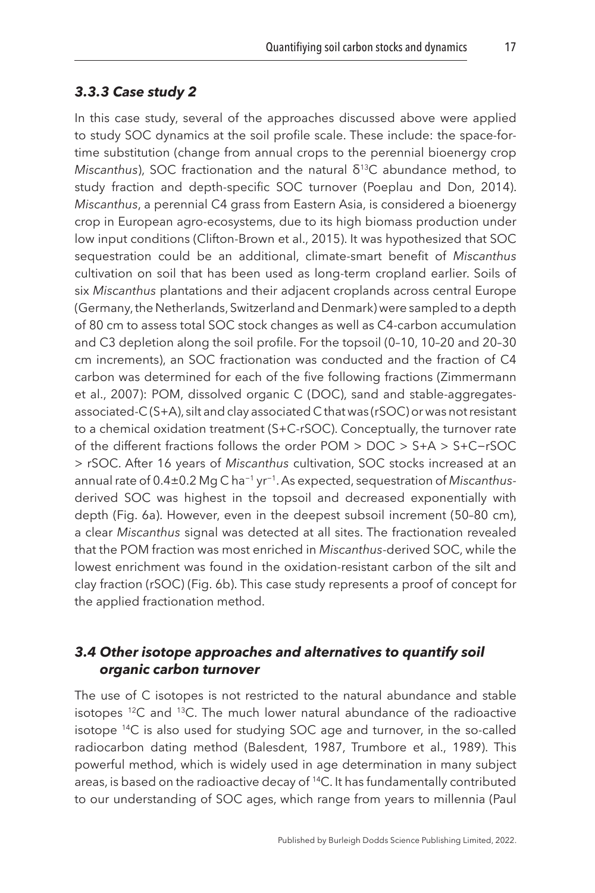### *3.3.3 Case study 2*

In this case study, several of the approaches discussed above were applied to study SOC dynamics at the soil profile scale. These include: the space-for-time substitution (change from annual crops to the perennial bioenergy crop *Miscanthus*), SOC fractionation and the natural $\delta^{13}C$ abundance method, to study fraction and depth-specific SOC turnover (Poeplau and Don, 2014). *Miscanthus*, a perennial C4 grass from Eastern Asia, is considered a bioenergy crop in European agro-ecosystems, due to its high biomass production under low input conditions (Clifton-Brown et al., 2015). It was hypothesized that SOC sequestration could be an additional, climate-smart benefit of *Miscanthus* cultivation on soil that has been used as long-term cropland earlier. Soils of six *Miscanthus* plantations and their adjacent croplands across central Europe (Germany, the Netherlands, Switzerland and Denmark) were sampled to a depth of 80 cm to assess total SOC stock changes as well as C4-carbon accumulation and C3 depletion along the soil profile. For the topsoil (0–10, 10–20 and 20–30 cm increments), an SOC fractionation was conducted and the fraction of C4 carbon was determined for each of the five following fractions (Zimmermann et al., 2007): POM, dissolved organic C (DOC), sand and stable-aggregates-associated-C (S+A), silt and clay associated C that was (rSOC) or was not resistant to a chemical oxidation treatment (S+C-rSOC). Conceptually, the turnover rate of the different fractions follows the order POM > DOC > S+A > S+C−rSOC > rSOC. After 16 years of *Miscanthus* cultivation, SOC stocks increased at an annual rate of $0.4 \pm 0.2$ Mg C $ha^{-1}$ $yr^{-1}$. As expected, sequestration of *Miscanthus*-derived SOC was highest in the topsoil and decreased exponentially with depth (Fig. 6a). However, even in the deepest subsoil increment (50–80 cm), a clear *Miscanthus* signal was detected at all sites. The fractionation revealed that the POM fraction was most enriched in *Miscanthus*-derived SOC, while the lowest enrichment was found in the oxidation-resistant carbon of the silt and clay fraction (rSOC) (Fig. 6b). This case study represents a proof of concept for the applied fractionation method.

## *3.4 Other isotope approaches and alternatives to quantify soil organic carbon turnover*

The use of C isotopes is not restricted to the natural abundance and stable isotopes $^{12}C$ and $^{13}C$. The much lower natural abundance of the radioactive isotope $^{14}C$ is also used for studying SOC age and turnover, in the so-called radiocarbon dating method (Balesdent, 1987, Trumbore et al., 1989). This powerful method, which is widely used in age determination in many subject areas, is based on the radioactive decay of $^{14}C$. It has fundamentally contributed to our understanding of SOC ages, which range from years to millennia (Paul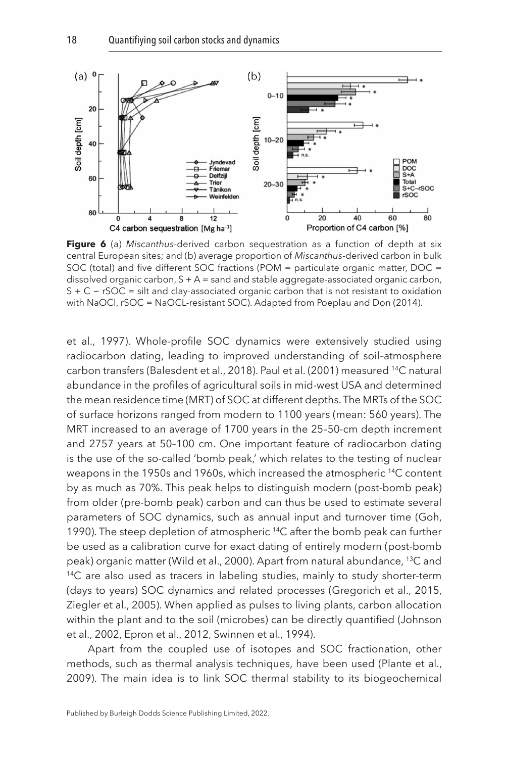**Figure 6** (a) *Miscanthus*-derived carbon sequestration as a function of depth at six central European sites; and (b) average proportion of *Miscanthus*-derived carbon in bulk SOC (total) and five different SOC fractions (POM = particulate organic matter, DOC = dissolved organic carbon, S + A = sand and stable aggregate-associated organic carbon, S + C − rSOC = silt and clay-associated organic carbon that is not resistant to oxidation with NaOCl, rSOC = NaOCL-resistant SOC). Adapted from Poeplau and Don (2014).

et al., 1997). Whole-profile SOC dynamics were extensively studied using radiocarbon dating, leading to improved understanding of soil–atmosphere carbon transfers (Balesdent et al., 2018). Paul et al. (2001) measured $^{14}C$ natural abundance in the profiles of agricultural soils in mid-west USA and determined the mean residence time (MRT) of SOC at different depths. The MRTs of the SOC of surface horizons ranged from modern to 1100 years (mean: 560 years). The MRT increased to an average of 1700 years in the 25–50-cm depth increment and 2757 years at 50–100 cm. One important feature of radiocarbon dating is the use of the so-called 'bomb peak,' which relates to the testing of nuclear weapons in the 1950s and 1960s, which increased the atmospheric $^{14}C$ content by as much as 70%. This peak helps to distinguish modern (post-bomb peak) from older (pre-bomb peak) carbon and can thus be used to estimate several parameters of SOC dynamics, such as annual input and turnover time (Goh, 1990). The steep depletion of atmospheric $^{14}C$ after the bomb peak can further be used as a calibration curve for exact dating of entirely modern (post-bomb peak) organic matter (Wild et al., 2000). Apart from natural abundance, $^{13}C$ and $^{14}C$ are also used as tracers in labeling studies, mainly to study shorter-term (days to years) SOC dynamics and related processes (Gregorich et al., 2015, Ziegler et al., 2005). When applied as pulses to living plants, carbon allocation within the plant and to the soil (microbes) can be directly quantified (Johnson et al., 2002, Epron et al., 2012, Swinnen et al., 1994).

Apart from the coupled use of isotopes and SOC fractionation, other methods, such as thermal analysis techniques, have been used (Plante et al., 2009). The main idea is to link SOC thermal stability to its biogeochemical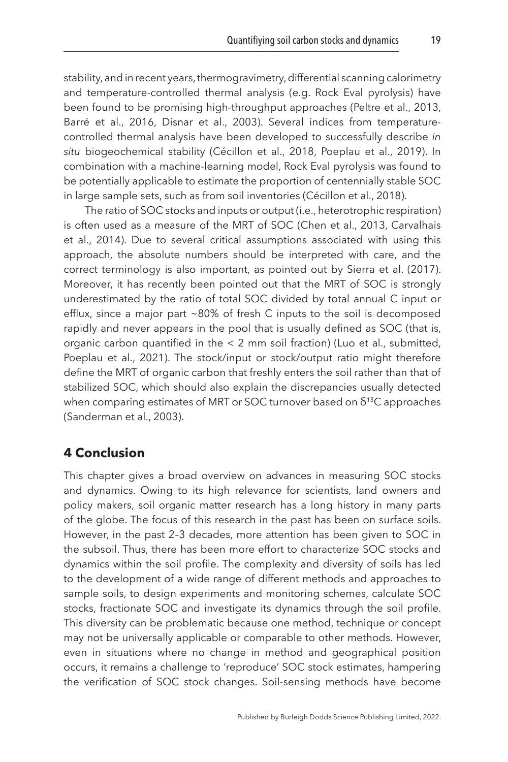stability, and in recent years, thermogravimetry, differential scanning calorimetry and temperature-controlled thermal analysis (e.g. Rock Eval pyrolysis) have been found to be promising high-throughput approaches (Peltre et al., 2013, Barré et al., 2016, Disnar et al., 2003). Several indices from temperature-controlled thermal analysis have been developed to successfully describe *in situ* biogeochemical stability (Cécillon et al., 2018, Poeplau et al., 2019). In combination with a machine-learning model, Rock Eval pyrolysis was found to be potentially applicable to estimate the proportion of centennially stable SOC in large sample sets, such as from soil inventories (Cécillon et al., 2018).

The ratio of SOC stocks and inputs or output (i.e., heterotrophic respiration) is often used as a measure of the MRT of SOC (Chen et al., 2013, Carvalhais et al., 2014). Due to several critical assumptions associated with using this approach, the absolute numbers should be interpreted with care, and the correct terminology is also important, as pointed out by Sierra et al. (2017). Moreover, it has recently been pointed out that the MRT of SOC is strongly underestimated by the ratio of total SOC divided by total annual C input or efflux, since a major part ~80% of fresh C inputs to the soil is decomposed rapidly and never appears in the pool that is usually defined as SOC (that is, organic carbon quantified in the < 2 mm soil fraction) (Luo et al., submitted, Poeplau et al., 2021). The stock/input or stock/output ratio might therefore define the MRT of organic carbon that freshly enters the soil rather than that of stabilized SOC, which should also explain the discrepancies usually detected when comparing estimates of MRT or SOC turnover based on $\delta^{13}C$ approaches (Sanderman et al., 2003).

## 4 Conclusion

This chapter gives a broad overview on advances in measuring SOC stocks and dynamics. Owing to its high relevance for scientists, land owners and policy makers, soil organic matter research has a long history in many parts of the globe. The focus of this research in the past has been on surface soils. However, in the past 2–3 decades, more attention has been given to SOC in the subsoil. Thus, there has been more effort to characterize SOC stocks and dynamics within the soil profile. The complexity and diversity of soils has led to the development of a wide range of different methods and approaches to sample soils, to design experiments and monitoring schemes, calculate SOC stocks, fractionate SOC and investigate its dynamics through the soil profile. This diversity can be problematic because one method, technique or concept may not be universally applicable or comparable to other methods. However, even in situations where no change in method and geographical position occurs, it remains a challenge to 'reproduce' SOC stock estimates, hampering the verification of SOC stock changes. Soil-sensing methods have become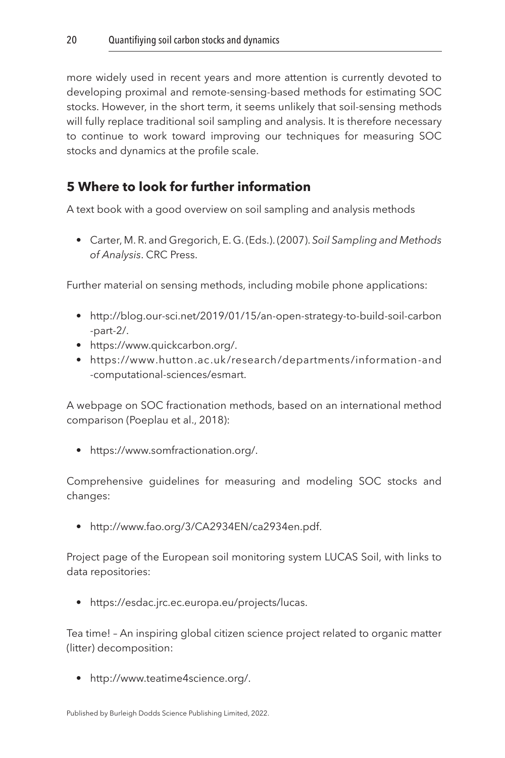more widely used in recent years and more attention is currently devoted to developing proximal and remote-sensing-based methods for estimating SOC stocks. However, in the short term, it seems unlikely that soil-sensing methods will fully replace traditional soil sampling and analysis. It is therefore necessary to continue to work toward improving our techniques for measuring SOC stocks and dynamics at the profile scale.

## 5 Where to look for further information

A text book with a good overview on soil sampling and analysis methods

- Carter, M. R. and Gregorich, E. G. (Eds.). (2007). *Soil Sampling and Methods of Analysis*. CRC Press.

Further material on sensing methods, including mobile phone applications:

- http://blog.our-sci.net/2019/01/15/an-open-strategy-to-build-soil-carbon-part-2/.
- https://www.quickcarbon.org/.
- https://www.hutton.ac.uk/research/departments/information-and-computational-sciences/esmart.

A webpage on SOC fractionation methods, based on an international method comparison (Poeplau et al., 2018):

- https://www.somfractionation.org/.

Comprehensive guidelines for measuring and modeling SOC stocks and changes:

- http://www.fao.org/3/CA2934EN/ca2934en.pdf.

Project page of the European soil monitoring system LUCAS Soil, with links to data repositories:

- https://esdac.jrc.ec.europa.eu/projects/lucas.

Tea time! – An inspiring global citizen science project related to organic matter (litter) decomposition:

- http://www.teatime4science.org/.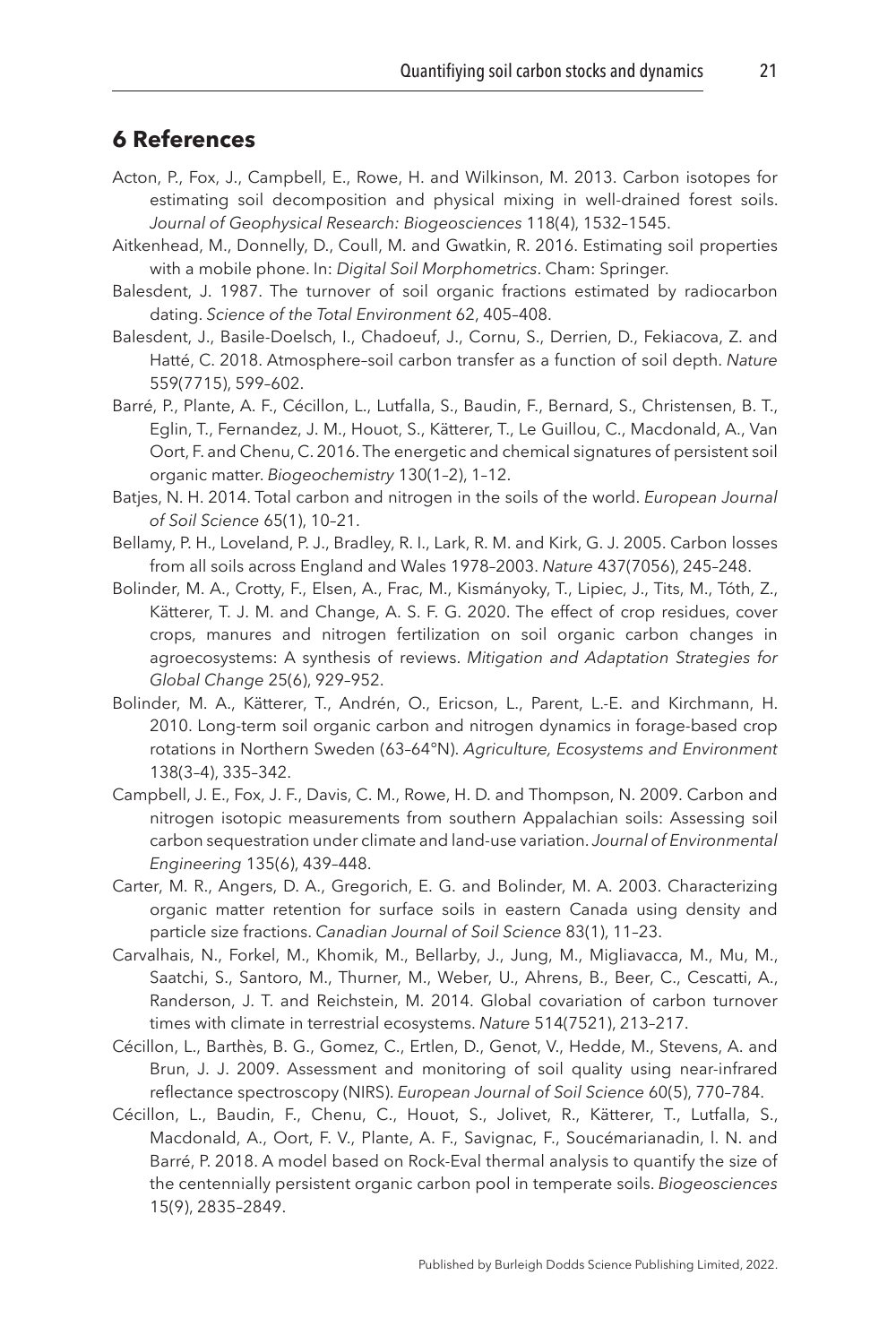## 6 References

Acton, P., Fox, J., Campbell, E., Rowe, H. and Wilkinson, M. 2013. Carbon isotopes for estimating soil decomposition and physical mixing in well-drained forest soils. *Journal of Geophysical Research: Biogeosciences* 118(4), 1532–1545.

Aitkenhead, M., Donnelly, D., Coull, M. and Gwatkin, R. 2016. Estimating soil properties with a mobile phone. In: *Digital Soil Morphometrics*. Cham: Springer.

Balesdent, J. 1987. The turnover of soil organic fractions estimated by radiocarbon dating. *Science of the Total Environment* 62, 405–408.

Balesdent, J., Basile-Doelsch, I., Chadoeuf, J., Cornu, S., Derrien, D., Fekiacova, Z. and Hatté, C. 2018. Atmosphere–soil carbon transfer as a function of soil depth. *Nature* 559(7715), 599–602.

Barré, P., Plante, A. F., Cécillon, L., Lutfalla, S., Baudin, F., Bernard, S., Christensen, B. T., Eglin, T., Fernandez, J. M., Houot, S., Kätterer, T., Le Guillou, C., Macdonald, A., Van Oort, F. and Chenu, C. 2016. The energetic and chemical signatures of persistent soil organic matter. *Biogeochemistry* 130(1–2), 1–12.

Batjes, N. H. 2014. Total carbon and nitrogen in the soils of the world. *European Journal of Soil Science* 65(1), 10–21.

Bellamy, P. H., Loveland, P. J., Bradley, R. I., Lark, R. M. and Kirk, G. J. 2005. Carbon losses from all soils across England and Wales 1978–2003. *Nature* 437(7056), 245–248.

Bolinder, M. A., Crotty, F., Elsen, A., Frac, M., Kismányoky, T., Lipiec, J., Tits, M., Tóth, Z., Kätterer, T. J. M. and Change, A. S. F. G. 2020. The effect of crop residues, cover crops, manures and nitrogen fertilization on soil organic carbon changes in agroecosystems: A synthesis of reviews. *Mitigation and Adaptation Strategies for Global Change* 25(6), 929–952.

Bolinder, M. A., Kätterer, T., Andrén, O., Ericson, L., Parent, L.-E. and Kirchmann, H. 2010. Long-term soil organic carbon and nitrogen dynamics in forage-based crop rotations in Northern Sweden (63–64°N). *Agriculture, Ecosystems and Environment* 138(3–4), 335–342.

Campbell, J. E., Fox, J. F., Davis, C. M., Rowe, H. D. and Thompson, N. 2009. Carbon and nitrogen isotopic measurements from southern Appalachian soils: Assessing soil carbon sequestration under climate and land-use variation. *Journal of Environmental Engineering* 135(6), 439–448.

Carter, M. R., Angers, D. A., Gregorich, E. G. and Bolinder, M. A. 2003. Characterizing organic matter retention for surface soils in eastern Canada using density and particle size fractions. *Canadian Journal of Soil Science* 83(1), 11–23.

Carvalhais, N., Forkel, M., Khomik, M., Bellarby, J., Jung, M., Migliavacca, M., Mu, M., Saatchi, S., Santoro, M., Thurner, M., Weber, U., Ahrens, B., Beer, C., Cescatti, A., Randerson, J. T. and Reichstein, M. 2014. Global covariation of carbon turnover times with climate in terrestrial ecosystems. *Nature* 514(7521), 213–217.

Cécillon, L., Barthès, B. G., Gomez, C., Ertlen, D., Genot, V., Hedde, M., Stevens, A. and Brun, J. J. 2009. Assessment and monitoring of soil quality using near-infrared reflectance spectroscopy (NIRS). *European Journal of Soil Science* 60(5), 770–784.

Cécillon, L., Baudin, F., Chenu, C., Houot, S., Jolivet, R., Kätterer, T., Lutfalla, S., Macdonald, A., Oort, F. V., Plante, A. F., Savignac, F., Soucémarianadin, l. N. and Barré, P. 2018. A model based on Rock-Eval thermal analysis to quantify the size of the centennially persistent organic carbon pool in temperate soils. *Biogeosciences* 15(9), 2835–2849.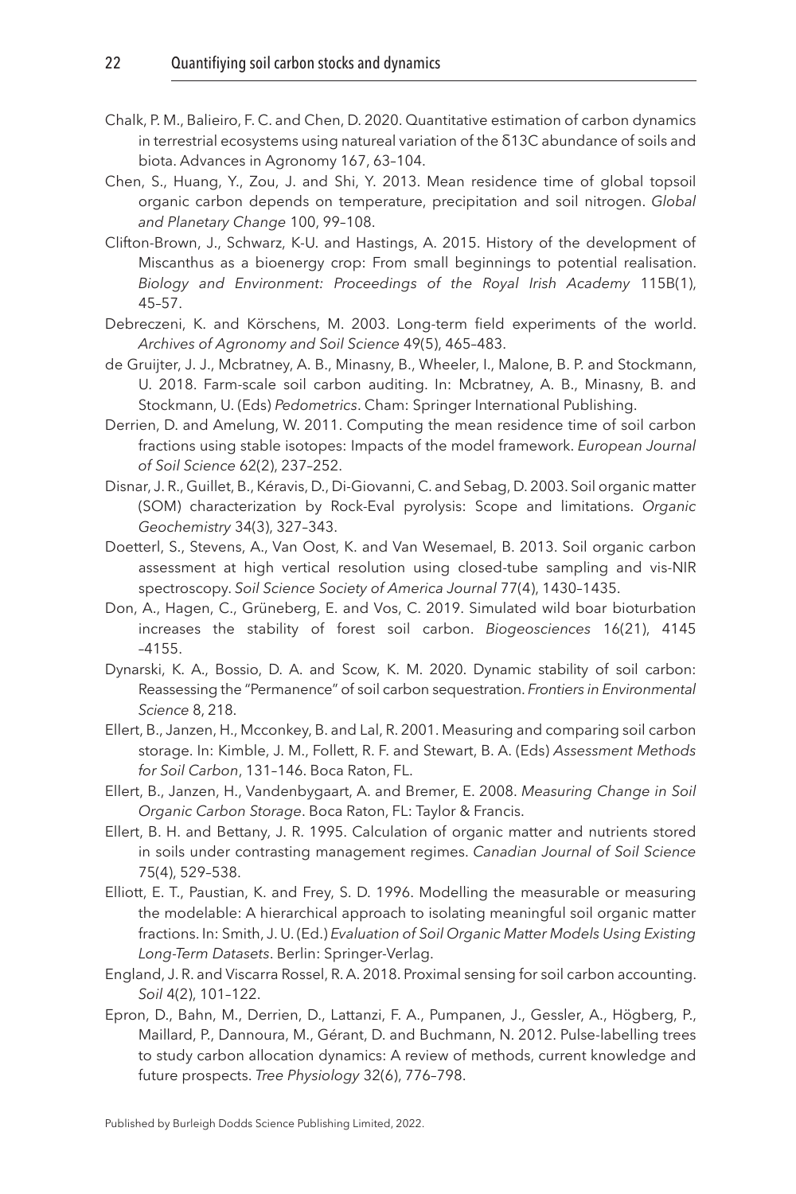Chalk, P. M., Balieiro, F. C. and Chen, D. 2020. Quantitative estimation of carbon dynamics in terrestrial ecosystems using natureal variation of the δ13C abundance of soils and biota. Advances in Agronomy 167, 63–104.

Chen, S., Huang, Y., Zou, J. and Shi, Y. 2013. Mean residence time of global topsoil organic carbon depends on temperature, precipitation and soil nitrogen. *Global and Planetary Change* 100, 99–108.

Clifton-Brown, J., Schwarz, K-U. and Hastings, A. 2015. History of the development of Miscanthus as a bioenergy crop: From small beginnings to potential realisation. *Biology and Environment: Proceedings of the Royal Irish Academy* 115B(1), 45–57.

Debreczeni, K. and Körschens, M. 2003. Long-term field experiments of the world. *Archives of Agronomy and Soil Science* 49(5), 465–483.

de Gruijter, J. J., Mcbratney, A. B., Minasny, B., Wheeler, I., Malone, B. P. and Stockmann, U. 2018. Farm-scale soil carbon auditing. In: Mcbratney, A. B., Minasny, B. and Stockmann, U. (Eds) *Pedometrics*. Cham: Springer International Publishing.

Derrien, D. and Amelung, W. 2011. Computing the mean residence time of soil carbon fractions using stable isotopes: Impacts of the model framework. *European Journal of Soil Science* 62(2), 237–252.

Disnar, J. R., Guillet, B., Kéravis, D., Di-Giovanni, C. and Sebag, D. 2003. Soil organic matter (SOM) characterization by Rock-Eval pyrolysis: Scope and limitations. *Organic Geochemistry* 34(3), 327–343.

Doetterl, S., Stevens, A., Van Oost, K. and Van Wesemael, B. 2013. Soil organic carbon assessment at high vertical resolution using closed-tube sampling and vis-NIR spectroscopy. *Soil Science Society of America Journal* 77(4), 1430–1435.

Don, A., Hagen, C., Grüneberg, E. and Vos, C. 2019. Simulated wild boar bioturbation increases the stability of forest soil carbon. *Biogeosciences* 16(21), 4145–4155.

Dynarski, K. A., Bossio, D. A. and Scow, K. M. 2020. Dynamic stability of soil carbon: Reassessing the "Permanence" of soil carbon sequestration. *Frontiers in Environmental Science* 8, 218.

Ellert, B., Janzen, H., Mcconkey, B. and Lal, R. 2001. Measuring and comparing soil carbon storage. In: Kimble, J. M., Follett, R. F. and Stewart, B. A. (Eds) *Assessment Methods for Soil Carbon*, 131–146. Boca Raton, FL.

Ellert, B., Janzen, H., Vandenbygaart, A. and Bremer, E. 2008. *Measuring Change in Soil Organic Carbon Storage*. Boca Raton, FL: Taylor & Francis.

Ellert, B. H. and Bettany, J. R. 1995. Calculation of organic matter and nutrients stored in soils under contrasting management regimes. *Canadian Journal of Soil Science* 75(4), 529–538.

Elliott, E. T., Paustian, K. and Frey, S. D. 1996. Modelling the measurable or measuring the modelable: A hierarchical approach to isolating meaningful soil organic matter fractions. In: Smith, J. U. (Ed.) *Evaluation of Soil Organic Matter Models Using Existing Long-Term Datasets*. Berlin: Springer-Verlag.

England, J. R. and Viscarra Rossel, R. A. 2018. Proximal sensing for soil carbon accounting. *Soil* 4(2), 101–122.

Epron, D., Bahn, M., Derrien, D., Lattanzi, F. A., Pumpanen, J., Gessler, A., Högberg, P., Maillard, P., Dannoura, M., Gérant, D. and Buchmann, N. 2012. Pulse-labelling trees to study carbon allocation dynamics: A review of methods, current knowledge and future prospects. *Tree Physiology* 32(6), 776–798.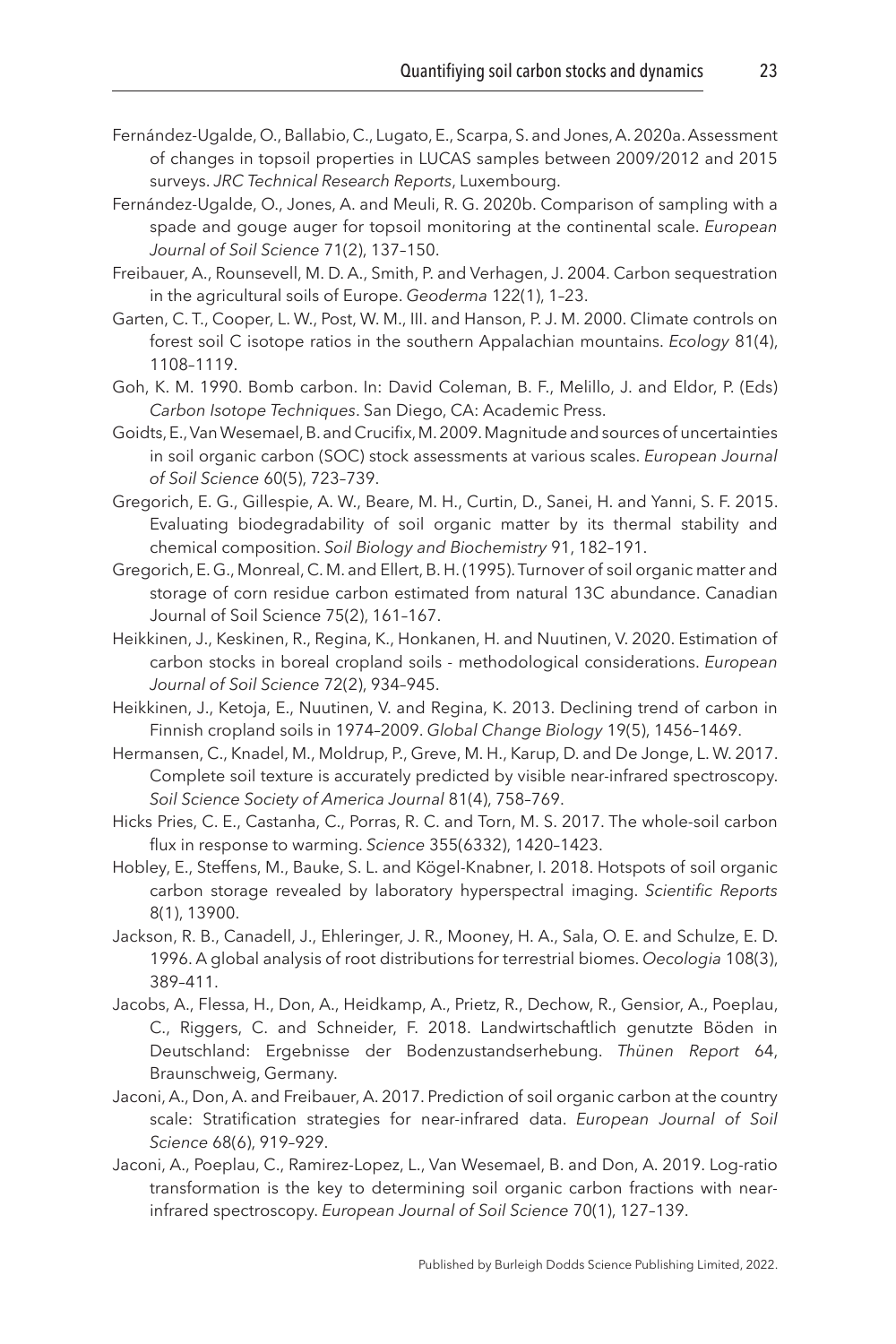Fernández-Ugalde, O., Ballabio, C., Lugato, E., Scarpa, S. and Jones, A. 2020a. Assessment of changes in topsoil properties in LUCAS samples between 2009/2012 and 2015 surveys. *JRC Technical Research Reports*, Luxembourg.

Fernández-Ugalde, O., Jones, A. and Meuli, R. G. 2020b. Comparison of sampling with a spade and gouge auger for topsoil monitoring at the continental scale. *European Journal of Soil Science* 71(2), 137–150.

Freibauer, A., Rounsevell, M. D. A., Smith, P. and Verhagen, J. 2004. Carbon sequestration in the agricultural soils of Europe. *Geoderma* 122(1), 1–23.

Garten, C. T., Cooper, L. W., Post, W. M., III. and Hanson, P. J. M. 2000. Climate controls on forest soil C isotope ratios in the southern Appalachian mountains. *Ecology* 81(4), 1108–1119.

Goh, K. M. 1990. Bomb carbon. In: David Coleman, B. F., Melillo, J. and Eldor, P. (Eds) *Carbon Isotope Techniques*. San Diego, CA: Academic Press.

Goidts, E., Van Wesemael, B. and Crucifix, M. 2009. Magnitude and sources of uncertainties in soil organic carbon (SOC) stock assessments at various scales. *European Journal of Soil Science* 60(5), 723–739.

Gregorich, E. G., Gillespie, A. W., Beare, M. H., Curtin, D., Sanei, H. and Yanni, S. F. 2015. Evaluating biodegradability of soil organic matter by its thermal stability and chemical composition. *Soil Biology and Biochemistry* 91, 182–191.

Gregorich, E. G., Monreal, C. M. and Ellert, B. H. (1995). Turnover of soil organic matter and storage of corn residue carbon estimated from natural 13C abundance. Canadian Journal of Soil Science 75(2), 161–167.

Heikkinen, J., Keskinen, R., Regina, K., Honkanen, H. and Nuutinen, V. 2020. Estimation of carbon stocks in boreal cropland soils - methodological considerations. *European Journal of Soil Science* 72(2), 934–945.

Heikkinen, J., Ketoja, E., Nuutinen, V. and Regina, K. 2013. Declining trend of carbon in Finnish cropland soils in 1974–2009. *Global Change Biology* 19(5), 1456–1469.

Hermansen, C., Knadel, M., Moldrup, P., Greve, M. H., Karup, D. and De Jonge, L. W. 2017. Complete soil texture is accurately predicted by visible near-infrared spectroscopy. *Soil Science Society of America Journal* 81(4), 758–769.

Hicks Pries, C. E., Castanha, C., Porras, R. C. and Torn, M. S. 2017. The whole-soil carbon flux in response to warming. *Science* 355(6332), 1420–1423.

Hobley, E., Steffens, M., Bauke, S. L. and Kögel-Knabner, I. 2018. Hotspots of soil organic carbon storage revealed by laboratory hyperspectral imaging. *Scientific Reports* 8(1), 13900.

Jackson, R. B., Canadell, J., Ehleringer, J. R., Mooney, H. A., Sala, O. E. and Schulze, E. D. 1996. A global analysis of root distributions for terrestrial biomes. *Oecologia* 108(3), 389–411.

Jacobs, A., Flessa, H., Don, A., Heidkamp, A., Prietz, R., Dechow, R., Gensior, A., Poeplau, C., Riggers, C. and Schneider, F. 2018. Landwirtschaftlich genutzte Böden in Deutschland: Ergebnisse der Bodenzustandserhebung. *Thünen Report* 64, Braunschweig, Germany.

Jaconi, A., Don, A. and Freibauer, A. 2017. Prediction of soil organic carbon at the country scale: Stratification strategies for near-infrared data. *European Journal of Soil Science* 68(6), 919–929.

Jaconi, A., Poeplau, C., Ramirez-Lopez, L., Van Wesemael, B. and Don, A. 2019. Log-ratio transformation is the key to determining soil organic carbon fractions with near-infrared spectroscopy. *European Journal of Soil Science* 70(1), 127–139.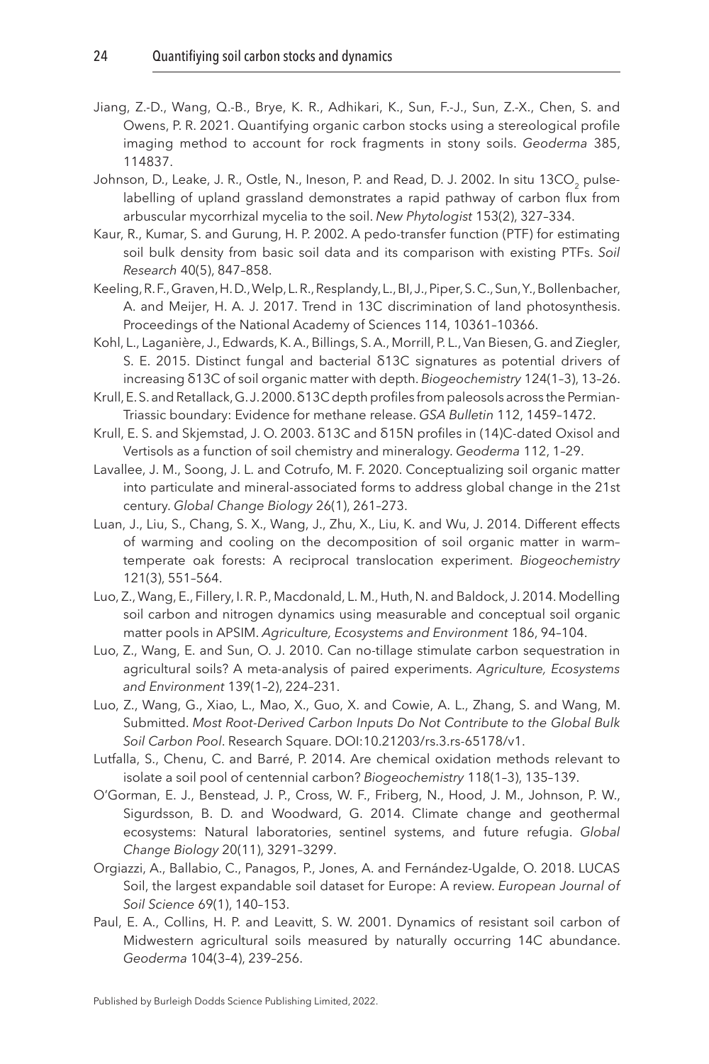Jiang, Z.-D., Wang, Q.-B., Brye, K. R., Adhikari, K., Sun, F.-J., Sun, Z.-X., Chen, S. and Owens, P. R. 2021. Quantifying organic carbon stocks using a stereological profile imaging method to account for rock fragments in stony soils. *Geoderma* 385, 114837.

Johnson, D., Leake, J. R., Ostle, N., Ineson, P. and Read, D. J. 2002. In situ 13$CO_2$ pulse-labelling of upland grassland demonstrates a rapid pathway of carbon flux from arbuscular mycorrhizal mycelia to the soil. *New Phytologist* 153(2), 327–334.

Kaur, R., Kumar, S. and Gurung, H. P. 2002. A pedo-transfer function (PTF) for estimating soil bulk density from basic soil data and its comparison with existing PTFs. *Soil Research* 40(5), 847–858.

Keeling, R. F., Graven, H. D., Welp, L. R., Resplandy, L., BI, J., Piper, S. C., Sun, Y., Bollenbacher, A. and Meijer, H. A. J. 2017. Trend in 13C discrimination of land photosynthesis. Proceedings of the National Academy of Sciences 114, 10361–10366.

Kohl, L., Laganière, J., Edwards, K. A., Billings, S. A., Morrill, P. L., Van Biesen, G. and Ziegler, S. E. 2015. Distinct fungal and bacterial δ13C signatures as potential drivers of increasing δ13C of soil organic matter with depth. *Biogeochemistry* 124(1–3), 13–26.

Krull, E. S. and Retallack, G. J. 2000. δ13C depth profiles from paleosols across the Permian-Triassic boundary: Evidence for methane release. *GSA Bulletin* 112, 1459–1472.

Krull, E. S. and Skjemstad, J. O. 2003. δ13C and δ15N profiles in (14)C-dated Oxisol and Vertisols as a function of soil chemistry and mineralogy. *Geoderma* 112, 1–29.

Lavallee, J. M., Soong, J. L. and Cotrufo, M. F. 2020. Conceptualizing soil organic matter into particulate and mineral-associated forms to address global change in the 21st century. *Global Change Biology* 26(1), 261–273.

Luan, J., Liu, S., Chang, S. X., Wang, J., Zhu, X., Liu, K. and Wu, J. 2014. Different effects of warming and cooling on the decomposition of soil organic matter in warm–temperate oak forests: A reciprocal translocation experiment. *Biogeochemistry* 121(3), 551–564.

Luo, Z., Wang, E., Fillery, I. R. P., Macdonald, L. M., Huth, N. and Baldock, J. 2014. Modelling soil carbon and nitrogen dynamics using measurable and conceptual soil organic matter pools in APSIM. *Agriculture, Ecosystems and Environment* 186, 94–104.

Luo, Z., Wang, E. and Sun, O. J. 2010. Can no-tillage stimulate carbon sequestration in agricultural soils? A meta-analysis of paired experiments. *Agriculture, Ecosystems and Environment* 139(1–2), 224–231.

Luo, Z., Wang, G., Xiao, L., Mao, X., Guo, X. and Cowie, A. L., Zhang, S. and Wang, M. Submitted. *Most Root-Derived Carbon Inputs Do Not Contribute to the Global Bulk Soil Carbon Pool*. Research Square. DOI:10.21203/rs.3.rs-65178/v1.

Lutfalla, S., Chenu, C. and Barré, P. 2014. Are chemical oxidation methods relevant to isolate a soil pool of centennial carbon? *Biogeochemistry* 118(1–3), 135–139.

O'Gorman, E. J., Benstead, J. P., Cross, W. F., Friberg, N., Hood, J. M., Johnson, P. W., Sigurdsson, B. D. and Woodward, G. 2014. Climate change and geothermal ecosystems: Natural laboratories, sentinel systems, and future refugia. *Global Change Biology* 20(11), 3291–3299.

Orgiazzi, A., Ballabio, C., Panagos, P., Jones, A. and Fernández-Ugalde, O. 2018. LUCAS Soil, the largest expandable soil dataset for Europe: A review. *European Journal of Soil Science* 69(1), 140–153.

Paul, E. A., Collins, H. P. and Leavitt, S. W. 2001. Dynamics of resistant soil carbon of Midwestern agricultural soils measured by naturally occurring 14C abundance. *Geoderma* 104(3–4), 239–256.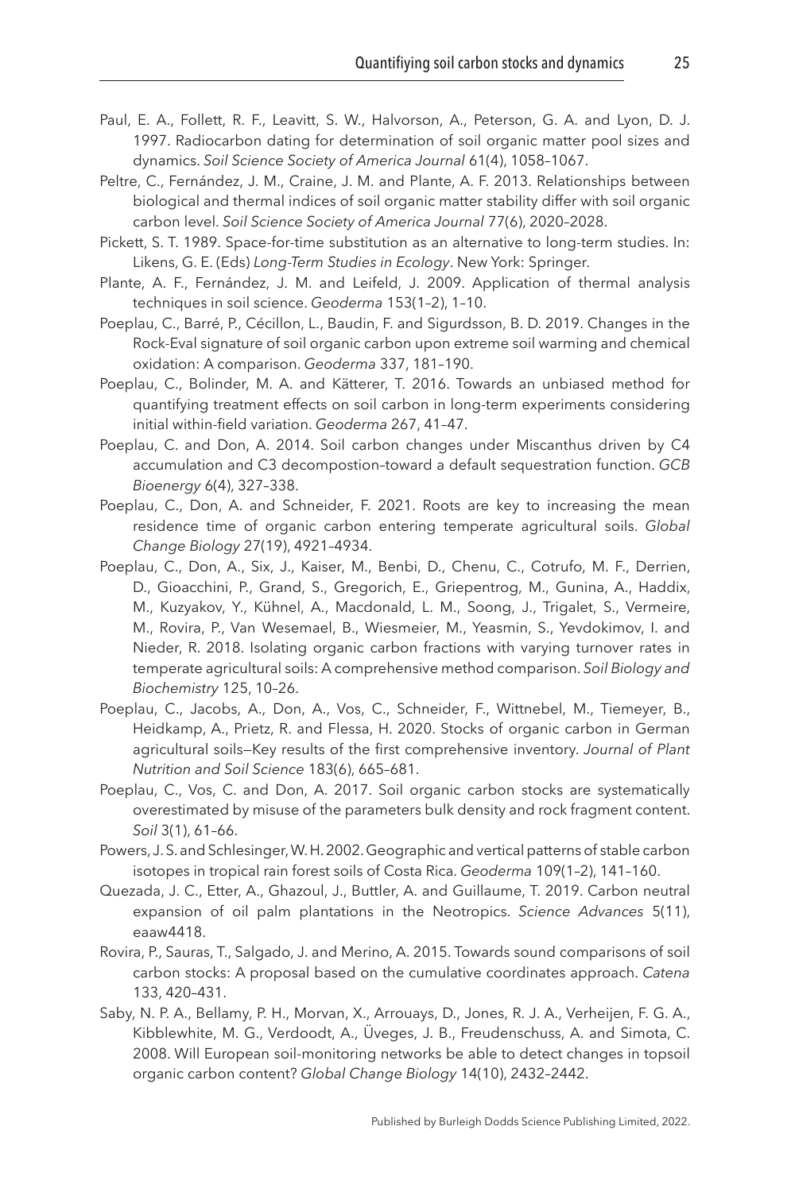Paul, E. A., Follett, R. F., Leavitt, S. W., Halvorson, A., Peterson, G. A. and Lyon, D. J. 1997. Radiocarbon dating for determination of soil organic matter pool sizes and dynamics. *Soil Science Society of America Journal* 61(4), 1058–1067.

Peltre, C., Fernández, J. M., Craine, J. M. and Plante, A. F. 2013. Relationships between biological and thermal indices of soil organic matter stability differ with soil organic carbon level. *Soil Science Society of America Journal* 77(6), 2020–2028.

Pickett, S. T. 1989. Space-for-time substitution as an alternative to long-term studies. In: Likens, G. E. (Eds) *Long-Term Studies in Ecology*. New York: Springer.

Plante, A. F., Fernández, J. M. and Leifeld, J. 2009. Application of thermal analysis techniques in soil science. *Geoderma* 153(1–2), 1–10.

Poeplau, C., Barré, P., Cécillon, L., Baudin, F. and Sigurdsson, B. D. 2019. Changes in the Rock-Eval signature of soil organic carbon upon extreme soil warming and chemical oxidation: A comparison. *Geoderma* 337, 181–190.

Poeplau, C., Bolinder, M. A. and Kätterer, T. 2016. Towards an unbiased method for quantifying treatment effects on soil carbon in long-term experiments considering initial within-field variation. *Geoderma* 267, 41–47.

Poeplau, C. and Don, A. 2014. Soil carbon changes under Miscanthus driven by C4 accumulation and C3 decompostion–toward a default sequestration function. *GCB Bioenergy* 6(4), 327–338.

Poeplau, C., Don, A. and Schneider, F. 2021. Roots are key to increasing the mean residence time of organic carbon entering temperate agricultural soils. *Global Change Biology* 27(19), 4921–4934.

Poeplau, C., Don, A., Six, J., Kaiser, M., Benbi, D., Chenu, C., Cotrufo, M. F., Derrien, D., Gioacchini, P., Grand, S., Gregorich, E., Griepentrog, M., Gunina, A., Haddix, M., Kuzyakov, Y., Kühnel, A., Macdonald, L. M., Soong, J., Trigalet, S., Vermeire, M., Rovira, P., Van Wesemael, B., Wiesmeier, M., Yeasmin, S., Yevdokimov, I. and Nieder, R. 2018. Isolating organic carbon fractions with varying turnover rates in temperate agricultural soils: A comprehensive method comparison. *Soil Biology and Biochemistry* 125, 10–26.

Poeplau, C., Jacobs, A., Don, A., Vos, C., Schneider, F., Wittnebel, M., Tiemeyer, B., Heidkamp, A., Prietz, R. and Flessa, H. 2020. Stocks of organic carbon in German agricultural soils—Key results of the first comprehensive inventory. *Journal of Plant Nutrition and Soil Science* 183(6), 665–681.

Poeplau, C., Vos, C. and Don, A. 2017. Soil organic carbon stocks are systematically overestimated by misuse of the parameters bulk density and rock fragment content. *Soil* 3(1), 61–66.

Powers, J. S. and Schlesinger, W. H. 2002. Geographic and vertical patterns of stable carbon isotopes in tropical rain forest soils of Costa Rica. *Geoderma* 109(1–2), 141–160.

Quezada, J. C., Etter, A., Ghazoul, J., Buttler, A. and Guillaume, T. 2019. Carbon neutral expansion of oil palm plantations in the Neotropics. *Science Advances* 5(11), eaaw4418.

Rovira, P., Sauras, T., Salgado, J. and Merino, A. 2015. Towards sound comparisons of soil carbon stocks: A proposal based on the cumulative coordinates approach. *Catena* 133, 420–431.

Saby, N. P. A., Bellamy, P. H., Morvan, X., Arrouays, D., Jones, R. J. A., Verheijen, F. G. A., Kibblewhite, M. G., Verdoodt, A., Üveges, J. B., Freudenschuss, A. and Simota, C. 2008. Will European soil-monitoring networks be able to detect changes in topsoil organic carbon content? *Global Change Biology* 14(10), 2432–2442.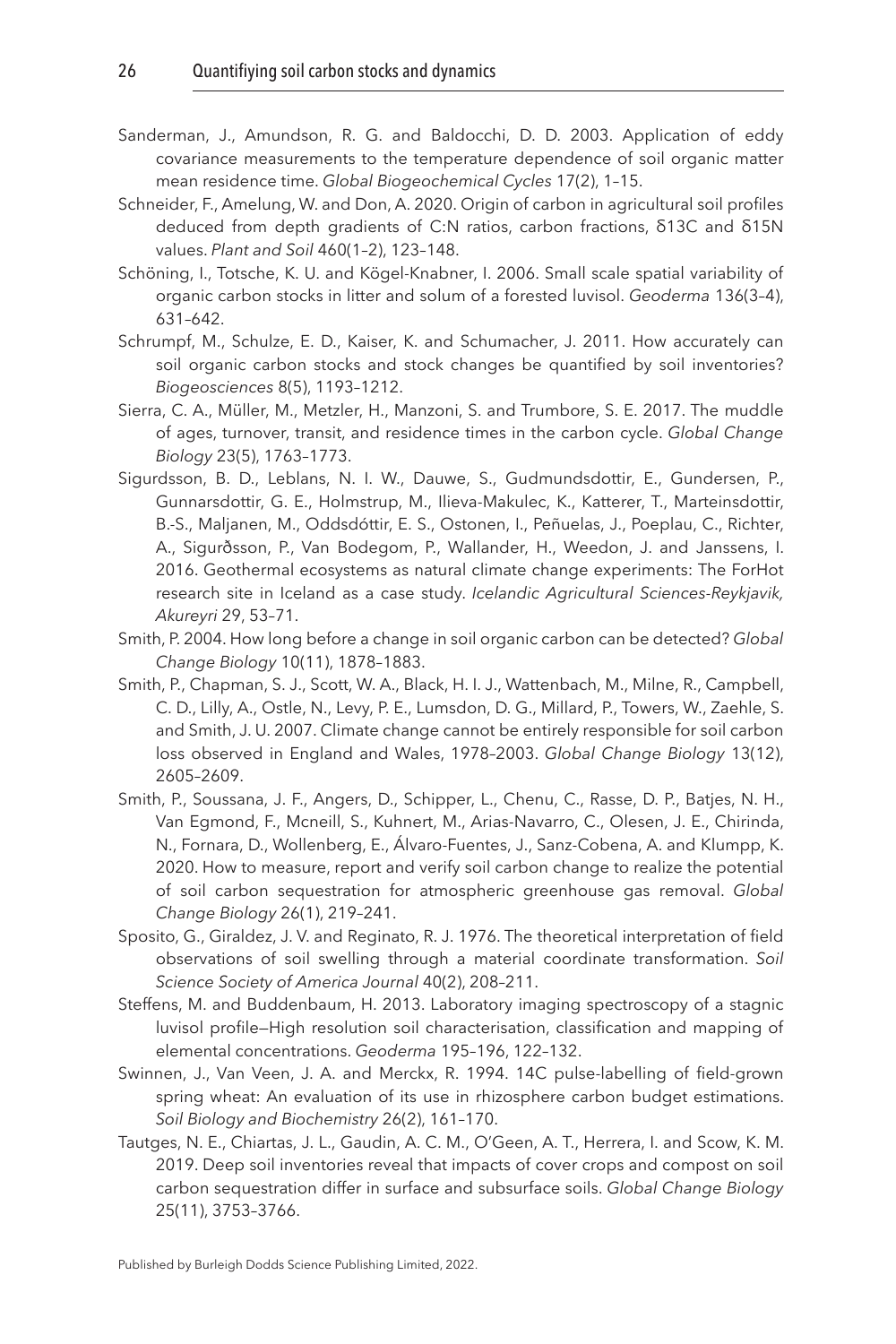Sanderman, J., Amundson, R. G. and Baldocchi, D. D. 2003. Application of eddy covariance measurements to the temperature dependence of soil organic matter mean residence time. *Global Biogeochemical Cycles* 17(2), 1–15.

Schneider, F., Amelung, W. and Don, A. 2020. Origin of carbon in agricultural soil profiles deduced from depth gradients of C:N ratios, carbon fractions, δ13C and δ15N values. *Plant and Soil* 460(1–2), 123–148.

Schöning, I., Totsche, K. U. and Kögel-Knabner, I. 2006. Small scale spatial variability of organic carbon stocks in litter and solum of a forested luvisol. *Geoderma* 136(3–4), 631–642.

Schrumpf, M., Schulze, E. D., Kaiser, K. and Schumacher, J. 2011. How accurately can soil organic carbon stocks and stock changes be quantified by soil inventories? *Biogeosciences* 8(5), 1193–1212.

Sierra, C. A., Müller, M., Metzler, H., Manzoni, S. and Trumbore, S. E. 2017. The muddle of ages, turnover, transit, and residence times in the carbon cycle. *Global Change Biology* 23(5), 1763–1773.

Sigurdsson, B. D., Leblans, N. I. W., Dauwe, S., Gudmundsdottir, E., Gundersen, P., Gunnarsdottir, G. E., Holmstrup, M., Ilieva-Makulec, K., Katterer, T., Marteinsdottir, B.-S., Maljanen, M., Oddsdóttir, E. S., Ostonen, I., Peñuelas, J., Poeplau, C., Richter, A., Sigurðsson, P., Van Bodegom, P., Wallander, H., Weedon, J. and Janssens, I. 2016. Geothermal ecosystems as natural climate change experiments: The ForHot research site in Iceland as a case study. *Icelandic Agricultural Sciences-Reykjavik, Akureyri* 29, 53–71.

Smith, P. 2004. How long before a change in soil organic carbon can be detected? *Global Change Biology* 10(11), 1878–1883.

Smith, P., Chapman, S. J., Scott, W. A., Black, H. I. J., Wattenbach, M., Milne, R., Campbell, C. D., Lilly, A., Ostle, N., Levy, P. E., Lumsdon, D. G., Millard, P., Towers, W., Zaehle, S. and Smith, J. U. 2007. Climate change cannot be entirely responsible for soil carbon loss observed in England and Wales, 1978–2003. *Global Change Biology* 13(12), 2605–2609.

Smith, P., Soussana, J. F., Angers, D., Schipper, L., Chenu, C., Rasse, D. P., Batjes, N. H., Van Egmond, F., Mcneill, S., Kuhnert, M., Arias-Navarro, C., Olesen, J. E., Chirinda, N., Fornara, D., Wollenberg, E., Álvaro-Fuentes, J., Sanz-Cobena, A. and Klumpp, K. 2020. How to measure, report and verify soil carbon change to realize the potential of soil carbon sequestration for atmospheric greenhouse gas removal. *Global Change Biology* 26(1), 219–241.

Sposito, G., Giraldez, J. V. and Reginato, R. J. 1976. The theoretical interpretation of field observations of soil swelling through a material coordinate transformation. *Soil Science Society of America Journal* 40(2), 208–211.

Steffens, M. and Buddenbaum, H. 2013. Laboratory imaging spectroscopy of a stagnic luvisol profile—High resolution soil characterisation, classification and mapping of elemental concentrations. *Geoderma* 195–196, 122–132.

Swinnen, J., Van Veen, J. A. and Merckx, R. 1994. 14C pulse-labelling of field-grown spring wheat: An evaluation of its use in rhizosphere carbon budget estimations. *Soil Biology and Biochemistry* 26(2), 161–170.

Tautges, N. E., Chiartas, J. L., Gaudin, A. C. M., O'Geen, A. T., Herrera, I. and Scow, K. M. 2019. Deep soil inventories reveal that impacts of cover crops and compost on soil carbon sequestration differ in surface and subsurface soils. *Global Change Biology* 25(11), 3753–3766.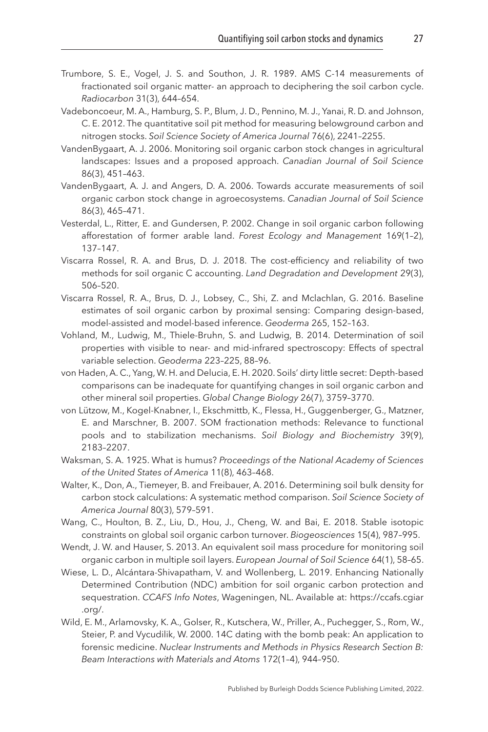Trumbore, S. E., Vogel, J. S. and Southon, J. R. 1989. AMS C-14 measurements of fractionated soil organic matter- an approach to deciphering the soil carbon cycle. *Radiocarbon* 31(3), 644–654.

Vadeboncoeur, M. A., Hamburg, S. P., Blum, J. D., Pennino, M. J., Yanai, R. D. and Johnson, C. E. 2012. The quantitative soil pit method for measuring belowground carbon and nitrogen stocks. *Soil Science Society of America Journal* 76(6), 2241–2255.

VandenBygaart, A. J. 2006. Monitoring soil organic carbon stock changes in agricultural landscapes: Issues and a proposed approach. *Canadian Journal of Soil Science* 86(3), 451–463.

VandenBygaart, A. J. and Angers, D. A. 2006. Towards accurate measurements of soil organic carbon stock change in agroecosystems. *Canadian Journal of Soil Science* 86(3), 465–471.

Vesterdal, L., Ritter, E. and Gundersen, P. 2002. Change in soil organic carbon following afforestation of former arable land. *Forest Ecology and Management* 169(1–2), 137–147.

Viscarra Rossel, R. A. and Brus, D. J. 2018. The cost-efficiency and reliability of two methods for soil organic C accounting. *Land Degradation and Development* 29(3), 506–520.

Viscarra Rossel, R. A., Brus, D. J., Lobsey, C., Shi, Z. and Mclachlan, G. 2016. Baseline estimates of soil organic carbon by proximal sensing: Comparing design-based, model-assisted and model-based inference. *Geoderma* 265, 152–163.

Vohland, M., Ludwig, M., Thiele-Bruhn, S. and Ludwig, B. 2014. Determination of soil properties with visible to near- and mid-infrared spectroscopy: Effects of spectral variable selection. *Geoderma* 223–225, 88–96.

von Haden, A. C., Yang, W. H. and Delucia, E. H. 2020. Soils' dirty little secret: Depth-based comparisons can be inadequate for quantifying changes in soil organic carbon and other mineral soil properties. *Global Change Biology* 26(7), 3759–3770.

von Lützow, M., Kogel-Knabner, I., Ekschmittb, K., Flessa, H., Guggenberger, G., Matzner, E. and Marschner, B. 2007. SOM fractionation methods: Relevance to functional pools and to stabilization mechanisms. *Soil Biology and Biochemistry* 39(9), 2183–2207.

Waksman, S. A. 1925. What is humus? *Proceedings of the National Academy of Sciences of the United States of America* 11(8), 463–468.

Walter, K., Don, A., Tiemeyer, B. and Freibauer, A. 2016. Determining soil bulk density for carbon stock calculations: A systematic method comparison. *Soil Science Society of America Journal* 80(3), 579–591.

Wang, C., Houlton, B. Z., Liu, D., Hou, J., Cheng, W. and Bai, E. 2018. Stable isotopic constraints on global soil organic carbon turnover. *Biogeosciences* 15(4), 987–995.

Wendt, J. W. and Hauser, S. 2013. An equivalent soil mass procedure for monitoring soil organic carbon in multiple soil layers. *European Journal of Soil Science* 64(1), 58–65.

Wiese, L. D., Alcántara-Shivapatham, V. and Wollenberg, L. 2019. Enhancing Nationally Determined Contribution (NDC) ambition for soil organic carbon protection and sequestration. *CCAFS Info Notes*, Wageningen, NL. Available at: https://ccafs.cgiar.org/.

Wild, E. M., Arlamovsky, K. A., Golser, R., Kutschera, W., Priller, A., Puchegger, S., Rom, W., Steier, P. and Vycudilik, W. 2000. 14C dating with the bomb peak: An application to forensic medicine. *Nuclear Instruments and Methods in Physics Research Section B: Beam Interactions with Materials and Atoms* 172(1–4), 944–950.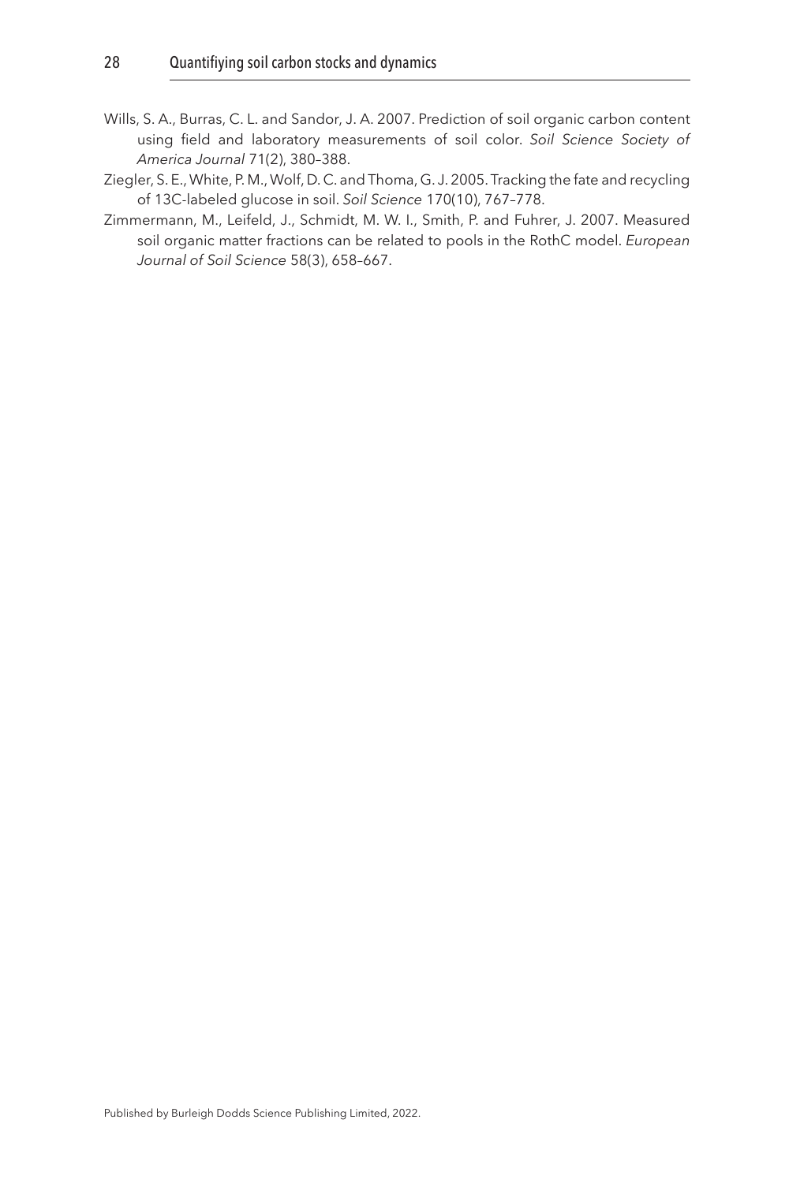Wills, S. A., Burras, C. L. and Sandor, J. A. 2007. Prediction of soil organic carbon content using field and laboratory measurements of soil color. *Soil Science Society of America Journal* 71(2), 380–388.

Ziegler, S. E., White, P. M., Wolf, D. C. and Thoma, G. J. 2005. Tracking the fate and recycling of 13C-labeled glucose in soil. *Soil Science* 170(10), 767–778.

Zimmermann, M., Leifeld, J., Schmidt, M. W. I., Smith, P. and Fuhrer, J. 2007. Measured soil organic matter fractions can be related to pools in the RothC model. *European Journal of Soil Science* 58(3), 658–667.